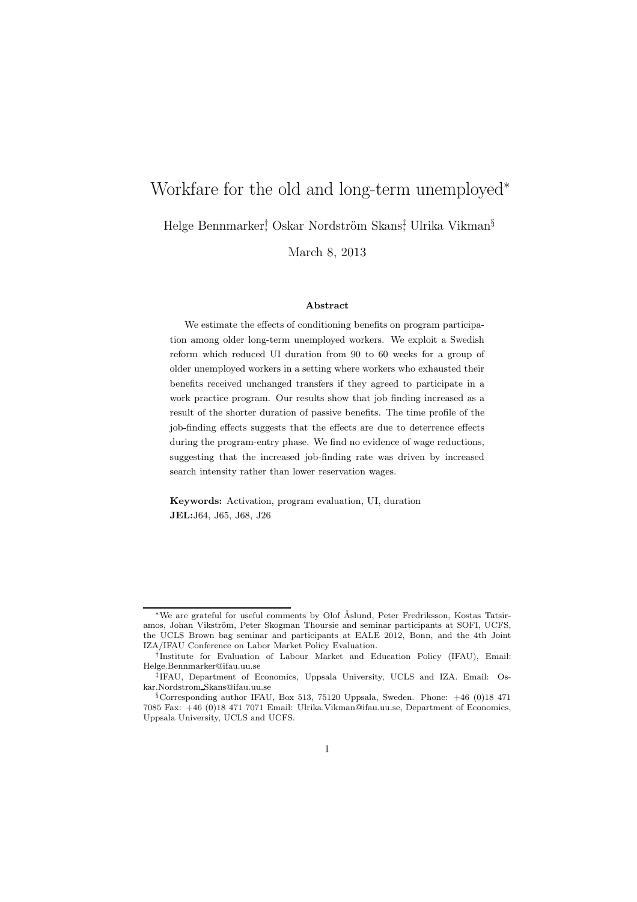# Workfare for the old and long-term unemployed*

Helge Bennmarker[†], Oskar Nordström Skans[‡], Ulrika Vikman[§]

March 8, 2013

### Abstract

We estimate the effects of conditioning benefits on program participation among older long-term unemployed workers. We exploit a Swedish reform which reduced UI duration from 90 to 60 weeks for a group of older unemployed workers in a setting where workers who exhausted their benefits received unchanged transfers if they agreed to participate in a work practice program. Our results show that job finding increased as a result of the shorter duration of passive benefits. The time profile of the job-finding effects suggests that the effects are due to deterrence effects during the program-entry phase. We find no evidence of wage reductions, suggesting that the increased job-finding rate was driven by increased search intensity rather than lower reservation wages.

**Keywords:** Activation, program evaluation, UI, duration
**JEL:** J64, J65, J68, J26

---

*We are grateful for useful comments by Olof Åslund, Peter Fredriksson, Kostas Tatsiramos, Johan Vikström, Peter Skogman Thoursie and seminar participants at SOFI, UCFS, the UCLS Brown bag seminar and participants at EALE 2012, Bonn, and the 4th Joint IZA/IFAU Conference on Labor Market Policy Evaluation.

[†]Institute for Evaluation of Labour Market and Education Policy (IFAU), Email: Helge.Bennmarker@ifau.uu.se

[‡]IFAU, Department of Economics, Uppsala University, UCLS and IZA. Email: Oskar.Nordstrom_Skans@ifau.uu.se

[§]Corresponding author IFAU, Box 513, 75120 Uppsala, Sweden. Phone: +46 (0)18 471 7085 Fax: +46 (0)18 471 7071 Email: Ulrika.Vikman@ifau.uu.se, Department of Economics, Uppsala University, UCLS and UCFS.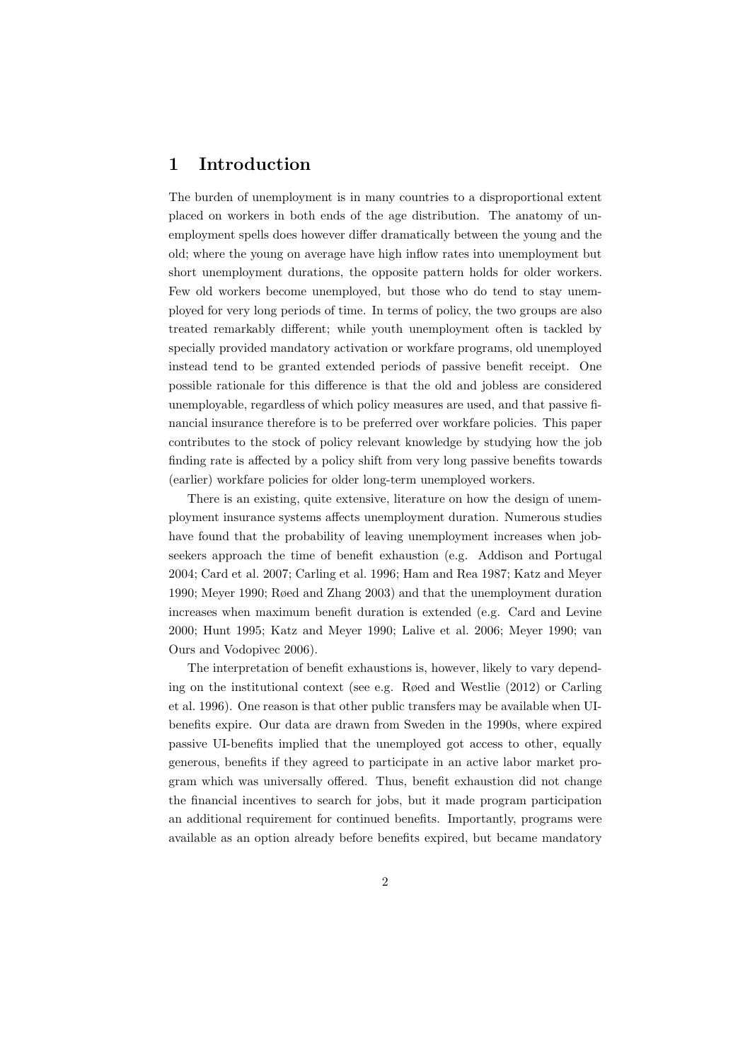## 1 Introduction

The burden of unemployment is in many countries to a disproportional extent placed on workers in both ends of the age distribution. The anatomy of unemployment spells does however differ dramatically between the young and the old; where the young on average have high inflow rates into unemployment but short unemployment durations, the opposite pattern holds for older workers. Few old workers become unemployed, but those who do tend to stay unemployed for very long periods of time. In terms of policy, the two groups are also treated remarkably different; while youth unemployment often is tackled by specially provided mandatory activation or workfare programs, old unemployed instead tend to be granted extended periods of passive benefit receipt. One possible rationale for this difference is that the old and jobless are considered unemployable, regardless of which policy measures are used, and that passive financial insurance therefore is to be preferred over workfare policies. This paper contributes to the stock of policy relevant knowledge by studying how the job finding rate is affected by a policy shift from very long passive benefits towards (earlier) workfare policies for older long-term unemployed workers.

There is an existing, quite extensive, literature on how the design of unemployment insurance systems affects unemployment duration. Numerous studies have found that the probability of leaving unemployment increases when job-seekers approach the time of benefit exhaustion (e.g. Addison and Portugal 2004; Card et al. 2007; Carling et al. 1996; Ham and Rea 1987; Katz and Meyer 1990; Meyer 1990; Røed and Zhang 2003) and that the unemployment duration increases when maximum benefit duration is extended (e.g. Card and Levine 2000; Hunt 1995; Katz and Meyer 1990; Lalive et al. 2006; Meyer 1990; van Ours and Vodopivec 2006).

The interpretation of benefit exhaustions is, however, likely to vary depending on the institutional context (see e.g. Røed and Westlie (2012) or Carling et al. 1996). One reason is that other public transfers may be available when UI-benefits expire. Our data are drawn from Sweden in the 1990s, where expired passive UI-benefits implied that the unemployed got access to other, equally generous, benefits if they agreed to participate in an active labor market program which was universally offered. Thus, benefit exhaustion did not change the financial incentives to search for jobs, but it made program participation an additional requirement for continued benefits. Importantly, programs were available as an option already before benefits expired, but became mandatory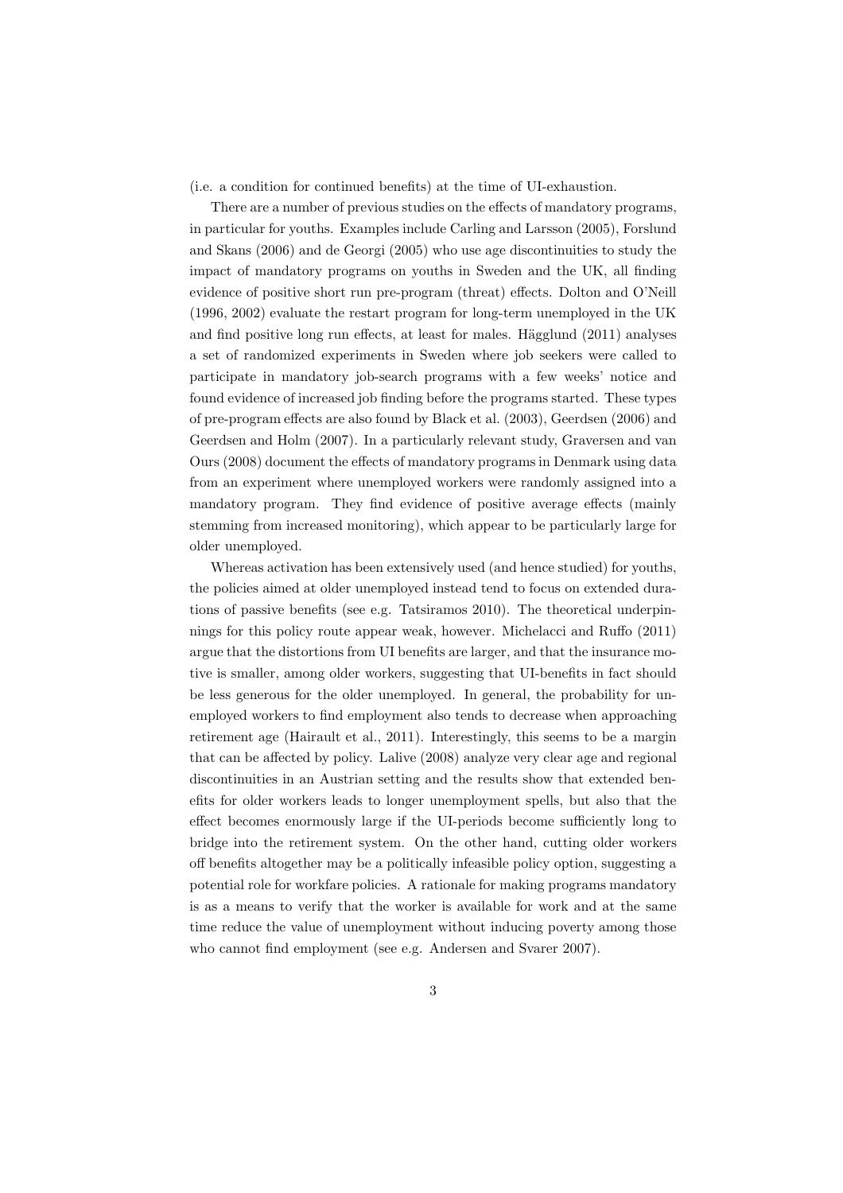(i.e. a condition for continued benefits) at the time of UI-exhaustion.

There are a number of previous studies on the effects of mandatory programs, in particular for youths. Examples include Carling and Larsson (2005), Forslund and Skans (2006) and de Georgi (2005) who use age discontinuities to study the impact of mandatory programs on youths in Sweden and the UK, all finding evidence of positive short run pre-program (threat) effects. Dolton and O'Neill (1996, 2002) evaluate the restart program for long-term unemployed in the UK and find positive long run effects, at least for males. Hägglund (2011) analyses a set of randomized experiments in Sweden where job seekers were called to participate in mandatory job-search programs with a few weeks' notice and found evidence of increased job finding before the programs started. These types of pre-program effects are also found by Black et al. (2003), Geerdsen (2006) and Geerdsen and Holm (2007). In a particularly relevant study, Graversen and van Ours (2008) document the effects of mandatory programs in Denmark using data from an experiment where unemployed workers were randomly assigned into a mandatory program. They find evidence of positive average effects (mainly stemming from increased monitoring), which appear to be particularly large for older unemployed.

Whereas activation has been extensively used (and hence studied) for youths, the policies aimed at older unemployed instead tend to focus on extended durations of passive benefits (see e.g. Tatsiramos 2010). The theoretical underpinnings for this policy route appear weak, however. Michelacci and Ruffo (2011) argue that the distortions from UI benefits are larger, and that the insurance motive is smaller, among older workers, suggesting that UI-benefits in fact should be less generous for the older unemployed. In general, the probability for unemployed workers to find employment also tends to decrease when approaching retirement age (Hairault et al., 2011). Interestingly, this seems to be a margin that can be affected by policy. Lalive (2008) analyze very clear age and regional discontinuities in an Austrian setting and the results show that extended benefits for older workers leads to longer unemployment spells, but also that the effect becomes enormously large if the UI-periods become sufficiently long to bridge into the retirement system. On the other hand, cutting older workers off benefits altogether may be a politically infeasible policy option, suggesting a potential role for workfare policies. A rationale for making programs mandatory is as a means to verify that the worker is available for work and at the same time reduce the value of unemployment without inducing poverty among those who cannot find employment (see e.g. Andersen and Svarer 2007).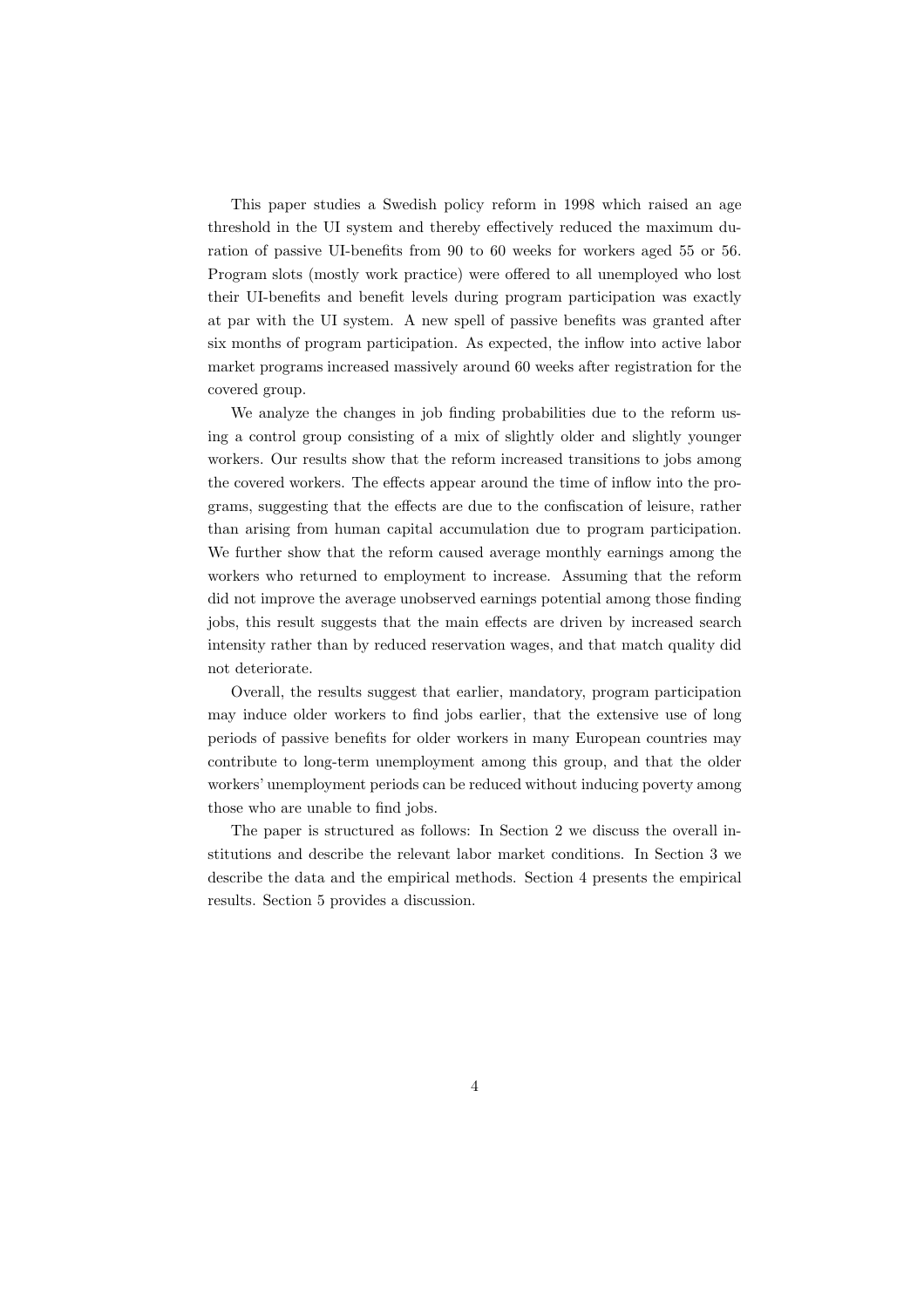This paper studies a Swedish policy reform in 1998 which raised an age threshold in the UI system and thereby effectively reduced the maximum duration of passive UI-benefits from 90 to 60 weeks for workers aged 55 or 56. Program slots (mostly work practice) were offered to all unemployed who lost their UI-benefits and benefit levels during program participation was exactly at par with the UI system. A new spell of passive benefits was granted after six months of program participation. As expected, the inflow into active labor market programs increased massively around 60 weeks after registration for the covered group.

We analyze the changes in job finding probabilities due to the reform using a control group consisting of a mix of slightly older and slightly younger workers. Our results show that the reform increased transitions to jobs among the covered workers. The effects appear around the time of inflow into the programs, suggesting that the effects are due to the confiscation of leisure, rather than arising from human capital accumulation due to program participation. We further show that the reform caused average monthly earnings among the workers who returned to employment to increase. Assuming that the reform did not improve the average unobserved earnings potential among those finding jobs, this result suggests that the main effects are driven by increased search intensity rather than by reduced reservation wages, and that match quality did not deteriorate.

Overall, the results suggest that earlier, mandatory, program participation may induce older workers to find jobs earlier, that the extensive use of long periods of passive benefits for older workers in many European countries may contribute to long-term unemployment among this group, and that the older workers' unemployment periods can be reduced without inducing poverty among those who are unable to find jobs.

The paper is structured as follows: In Section 2 we discuss the overall institutions and describe the relevant labor market conditions. In Section 3 we describe the data and the empirical methods. Section 4 presents the empirical results. Section 5 provides a discussion.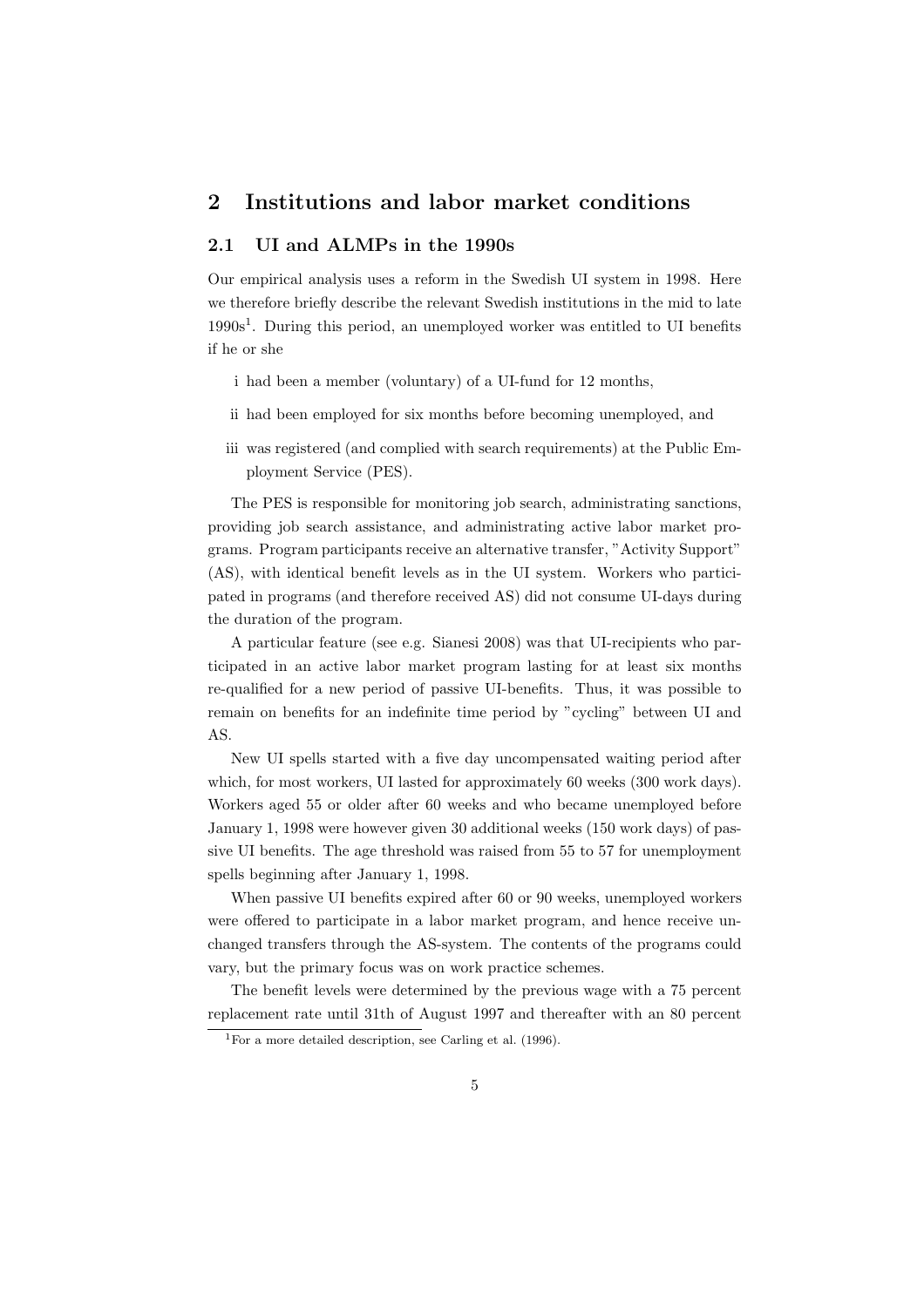## 2 Institutions and labor market conditions

### 2.1 UI and ALMPs in the 1990s

Our empirical analysis uses a reform in the Swedish UI system in 1998. Here we therefore briefly describe the relevant Swedish institutions in the mid to late 1990s[1]. During this period, an unemployed worker was entitled to UI benefits if he or she

i had been a member (voluntary) of a UI-fund for 12 months,

ii had been employed for six months before becoming unemployed, and

iii was registered (and complied with search requirements) at the Public Employment Service (PES).

The PES is responsible for monitoring job search, administrating sanctions, providing job search assistance, and administrating active labor market programs. Program participants receive an alternative transfer, "Activity Support" (AS), with identical benefit levels as in the UI system. Workers who participated in programs (and therefore received AS) did not consume UI-days during the duration of the program.

A particular feature (see e.g. Sianesi 2008) was that UI-recipients who participated in an active labor market program lasting for at least six months re-qualified for a new period of passive UI-benefits. Thus, it was possible to remain on benefits for an indefinite time period by "cycling" between UI and AS.

New UI spells started with a five day uncompensated waiting period after which, for most workers, UI lasted for approximately 60 weeks (300 work days). Workers aged 55 or older after 60 weeks and who became unemployed before January 1, 1998 were however given 30 additional weeks (150 work days) of passive UI benefits. The age threshold was raised from 55 to 57 for unemployment spells beginning after January 1, 1998.

When passive UI benefits expired after 60 or 90 weeks, unemployed workers were offered to participate in a labor market program, and hence receive unchanged transfers through the AS-system. The contents of the programs could vary, but the primary focus was on work practice schemes.

The benefit levels were determined by the previous wage with a 75 percent replacement rate until 31th of August 1997 and thereafter with an 80 percent

[1] For a more detailed description, see Carling et al. (1996).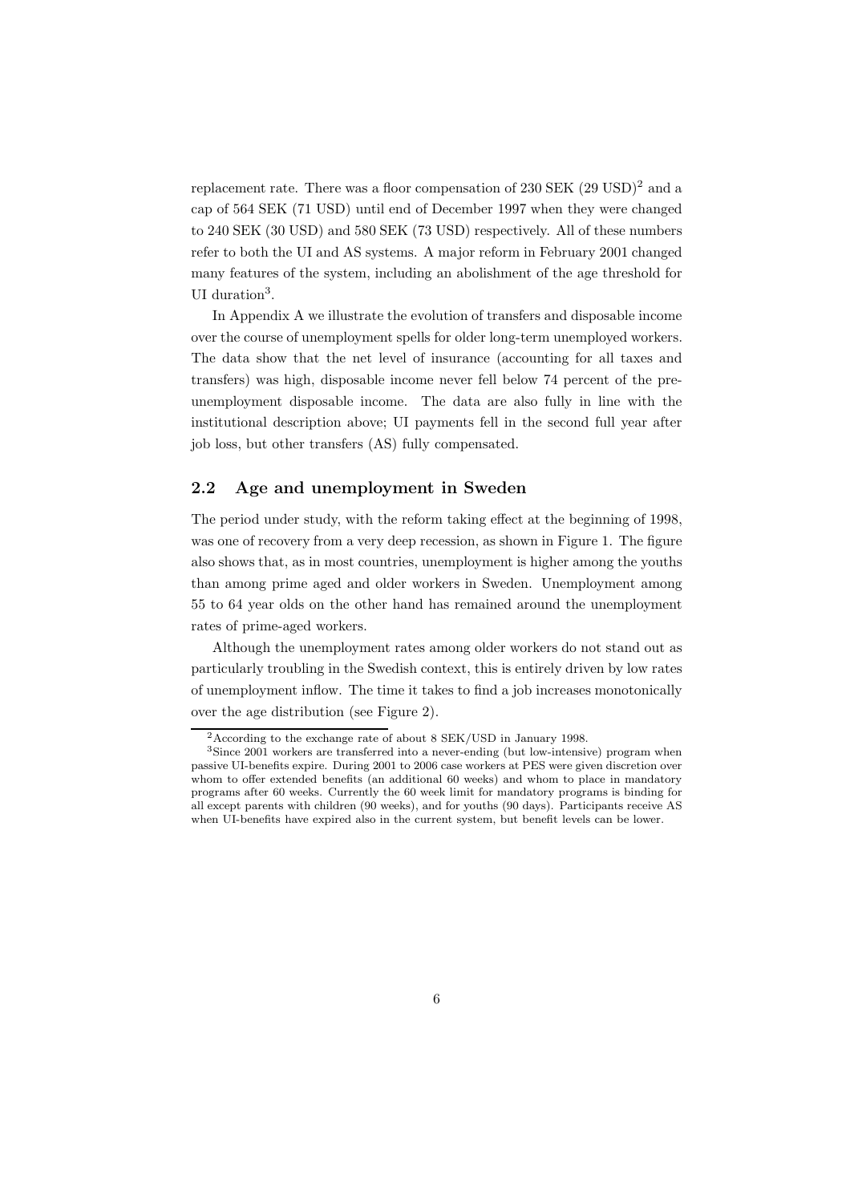replacement rate. There was a floor compensation of 230 SEK (29 USD)[2] and a cap of 564 SEK (71 USD) until end of December 1997 when they were changed to 240 SEK (30 USD) and 580 SEK (73 USD) respectively. All of these numbers refer to both the UI and AS systems. A major reform in February 2001 changed many features of the system, including an abolishment of the age threshold for UI duration[3].

In Appendix A we illustrate the evolution of transfers and disposable income over the course of unemployment spells for older long-term unemployed workers. The data show that the net level of insurance (accounting for all taxes and transfers) was high, disposable income never fell below 74 percent of the pre-unemployment disposable income. The data are also fully in line with the institutional description above; UI payments fell in the second full year after job loss, but other transfers (AS) fully compensated.

## 2.2 Age and unemployment in Sweden

The period under study, with the reform taking effect at the beginning of 1998, was one of recovery from a very deep recession, as shown in Figure 1. The figure also shows that, as in most countries, unemployment is higher among the youths than among prime aged and older workers in Sweden. Unemployment among 55 to 64 year olds on the other hand has remained around the unemployment rates of prime-aged workers.

Although the unemployment rates among older workers do not stand out as particularly troubling in the Swedish context, this is entirely driven by low rates of unemployment inflow. The time it takes to find a job increases monotonically over the age distribution (see Figure 2).

[2] According to the exchange rate of about 8 SEK/USD in January 1998.

[3] Since 2001 workers are transferred into a never-ending (but low-intensive) program when passive UI-benefits expire. During 2001 to 2006 case workers at PES were given discretion over whom to offer extended benefits (an additional 60 weeks) and whom to place in mandatory programs after 60 weeks. Currently the 60 week limit for mandatory programs is binding for all except parents with children (90 weeks), and for youths (90 days). Participants receive AS when UI-benefits have expired also in the current system, but benefit levels can be lower.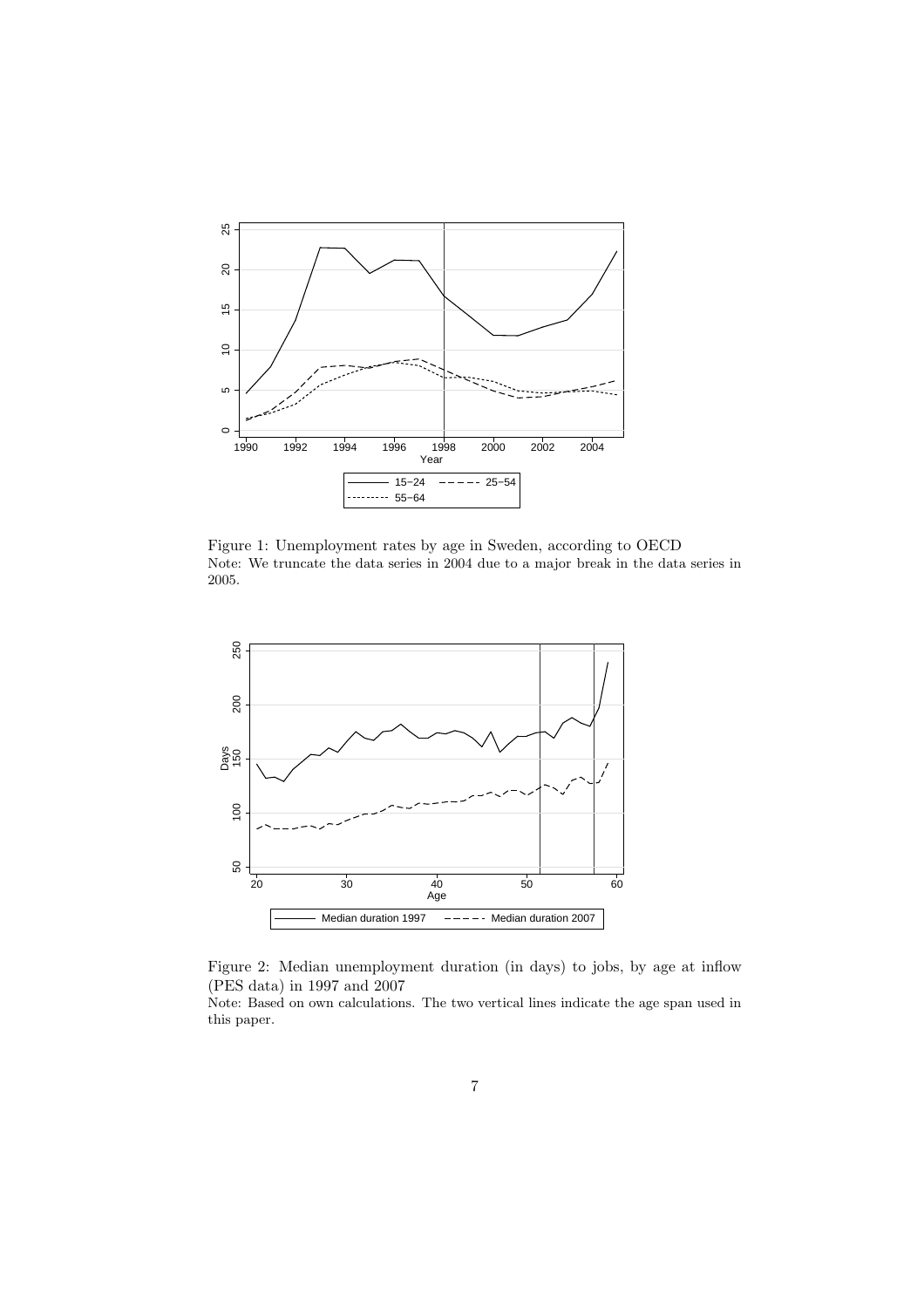Figure 1: Unemployment rates by age in Sweden, according to OECD
Note: We truncate the data series in 2004 due to a major break in the data series in 2005.

Figure 2: Median unemployment duration (in days) to jobs, by age at inflow (PES data) in 1997 and 2007
Note: Based on own calculations. The two vertical lines indicate the age span used in this paper.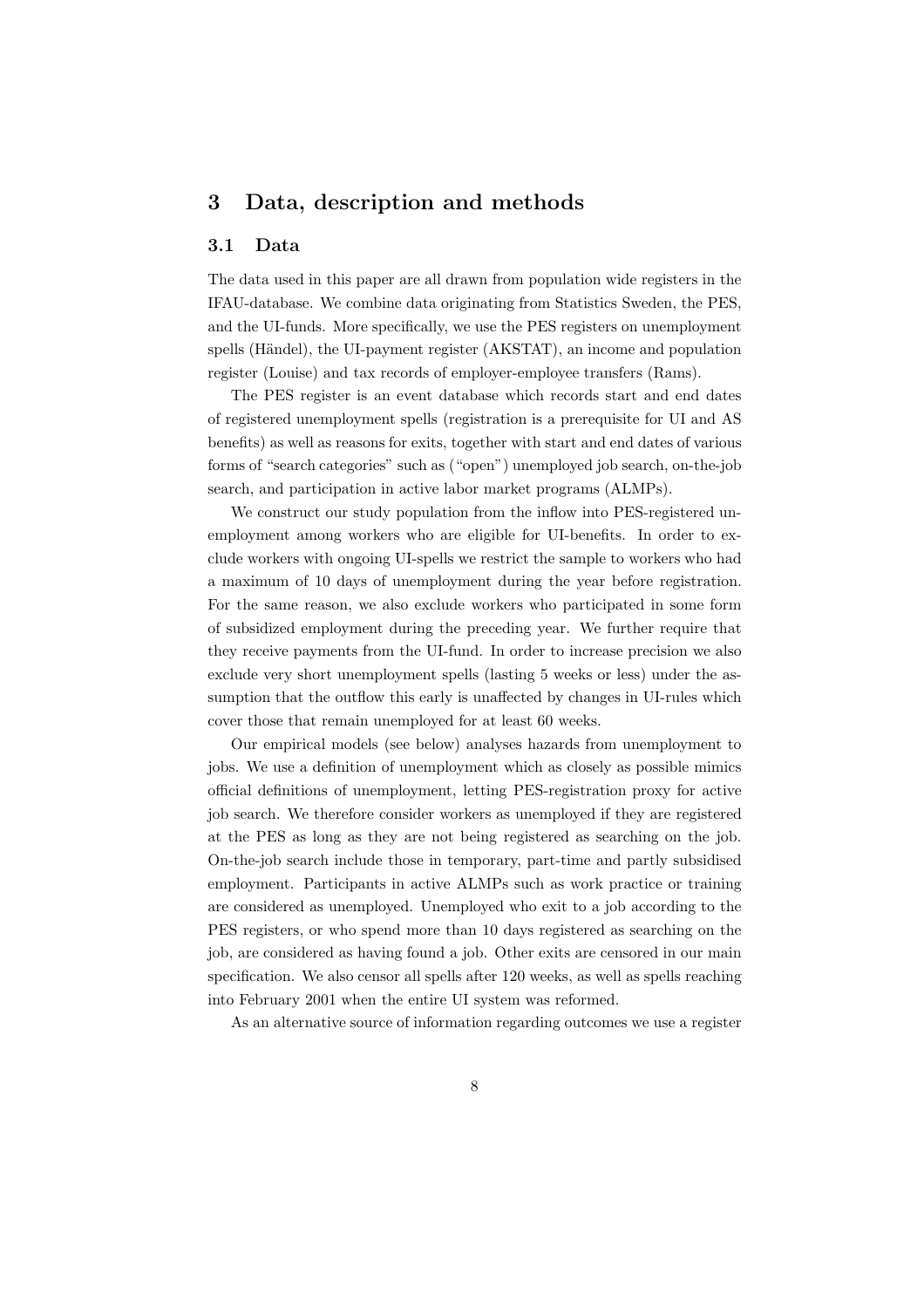## 3 Data, description and methods

### 3.1 Data

The data used in this paper are all drawn from population wide registers in the IFAU-database. We combine data originating from Statistics Sweden, the PES, and the UI-funds. More specifically, we use the PES registers on unemployment spells (Händel), the UI-payment register (AKSTAT), an income and population register (Louise) and tax records of employer-employee transfers (Rams).

The PES register is an event database which records start and end dates of registered unemployment spells (registration is a prerequisite for UI and AS benefits) as well as reasons for exits, together with start and end dates of various forms of "search categories" such as ("open") unemployed job search, on-the-job search, and participation in active labor market programs (ALMPs).

We construct our study population from the inflow into PES-registered unemployment among workers who are eligible for UI-benefits. In order to exclude workers with ongoing UI-spells we restrict the sample to workers who had a maximum of 10 days of unemployment during the year before registration. For the same reason, we also exclude workers who participated in some form of subsidized employment during the preceding year. We further require that they receive payments from the UI-fund. In order to increase precision we also exclude very short unemployment spells (lasting 5 weeks or less) under the assumption that the outflow this early is unaffected by changes in UI-rules which cover those that remain unemployed for at least 60 weeks.

Our empirical models (see below) analyses hazards from unemployment to jobs. We use a definition of unemployment which as closely as possible mimics official definitions of unemployment, letting PES-registration proxy for active job search. We therefore consider workers as unemployed if they are registered at the PES as long as they are not being registered as searching on the job. On-the-job search include those in temporary, part-time and partly subsidised employment. Participants in active ALMPs such as work practice or training are considered as unemployed. Unemployed who exit to a job according to the PES registers, or who spend more than 10 days registered as searching on the job, are considered as having found a job. Other exits are censored in our main specification. We also censor all spells after 120 weeks, as well as spells reaching into February 2001 when the entire UI system was reformed.

As an alternative source of information regarding outcomes we use a register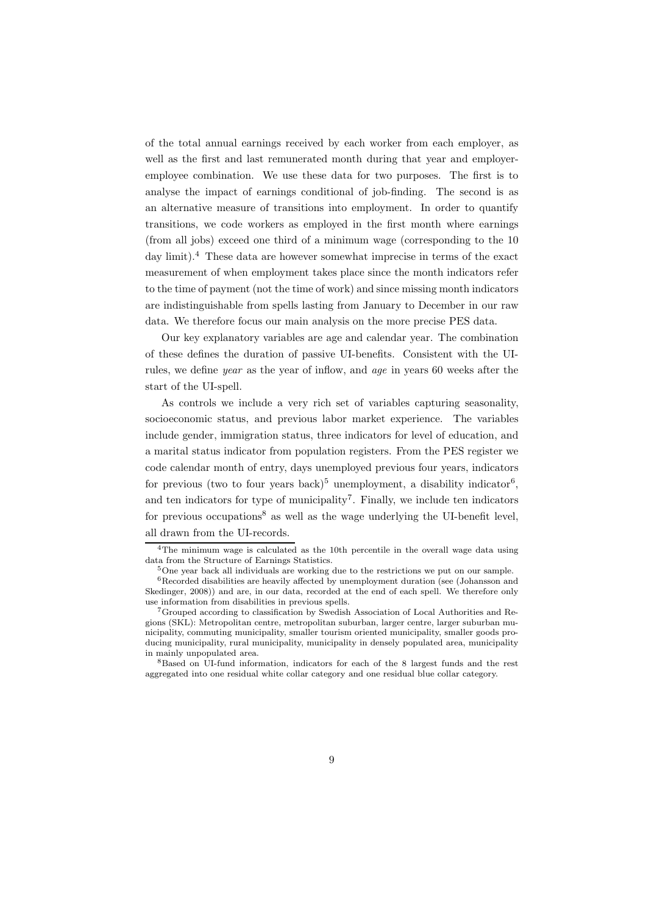of the total annual earnings received by each worker from each employer, as well as the first and last remunerated month during that year and employer-employee combination. We use these data for two purposes. The first is to analyse the impact of earnings conditional of job-finding. The second is as an alternative measure of transitions into employment. In order to quantify transitions, we code workers as employed in the first month where earnings (from all jobs) exceed one third of a minimum wage (corresponding to the 10 day limit).[4] These data are however somewhat imprecise in terms of the exact measurement of when employment takes place since the month indicators refer to the time of payment (not the time of work) and since missing month indicators are indistinguishable from spells lasting from January to December in our raw data. We therefore focus our main analysis on the more precise PES data.

Our key explanatory variables are age and calendar year. The combination of these defines the duration of passive UI-benefits. Consistent with the UI-rules, we define *year* as the year of inflow, and *age* in years 60 weeks after the start of the UI-spell.

As controls we include a very rich set of variables capturing seasonality, socioeconomic status, and previous labor market experience. The variables include gender, immigration status, three indicators for level of education, and a marital status indicator from population registers. From the PES register we code calendar month of entry, days unemployed previous four years, indicators for previous (two to four years back)[5] unemployment, a disability indicator[6], and ten indicators for type of municipality[7]. Finally, we include ten indicators for previous occupations[8] as well as the wage underlying the UI-benefit level, all drawn from the UI-records.

---

[4] The minimum wage is calculated as the 10th percentile in the overall wage data using data from the Structure of Earnings Statistics.

[5] One year back all individuals are working due to the restrictions we put on our sample.

[6] Recorded disabilities are heavily affected by unemployment duration (see (Johansson and Skedinger, 2008)) and are, in our data, recorded at the end of each spell. We therefore only use information from disabilities in previous spells.

[7] Grouped according to classification by Swedish Association of Local Authorities and Regions (SKL): Metropolitan centre, metropolitan suburban, larger centre, larger suburban municipality, commuting municipality, smaller tourism oriented municipality, smaller goods producing municipality, rural municipality, municipality in densely populated area, municipality in mainly unpopulated area.

[8] Based on UI-fund information, indicators for each of the 8 largest funds and the rest aggregated into one residual white collar category and one residual blue collar category.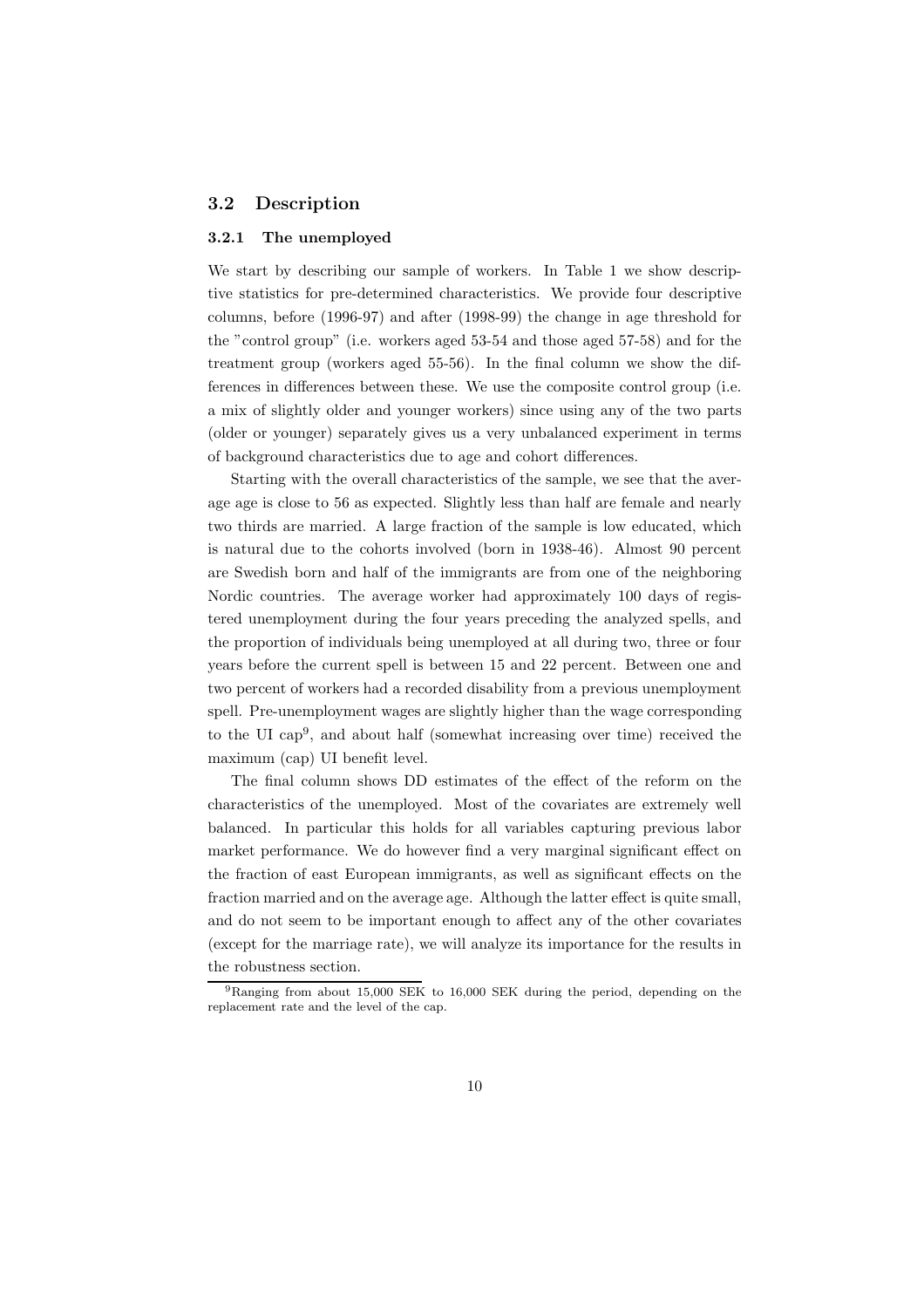## 3.2 Description

### 3.2.1 The unemployed

We start by describing our sample of workers. In Table 1 we show descriptive statistics for pre-determined characteristics. We provide four descriptive columns, before (1996-97) and after (1998-99) the change in age threshold for the "control group" (i.e. workers aged 53-54 and those aged 57-58) and for the treatment group (workers aged 55-56). In the final column we show the differences in differences between these. We use the composite control group (i.e. a mix of slightly older and younger workers) since using any of the two parts (older or younger) separately gives us a very unbalanced experiment in terms of background characteristics due to age and cohort differences.

Starting with the overall characteristics of the sample, we see that the average age is close to 56 as expected. Slightly less than half are female and nearly two thirds are married. A large fraction of the sample is low educated, which is natural due to the cohorts involved (born in 1938-46). Almost 90 percent are Swedish born and half of the immigrants are from one of the neighboring Nordic countries. The average worker had approximately 100 days of registered unemployment during the four years preceding the analyzed spells, and the proportion of individuals being unemployed at all during two, three or four years before the current spell is between 15 and 22 percent. Between one and two percent of workers had a recorded disability from a previous unemployment spell. Pre-unemployment wages are slightly higher than the wage corresponding to the UI cap[9], and about half (somewhat increasing over time) received the maximum (cap) UI benefit level.

The final column shows DD estimates of the effect of the reform on the characteristics of the unemployed. Most of the covariates are extremely well balanced. In particular this holds for all variables capturing previous labor market performance. We do however find a very marginal significant effect on the fraction of east European immigrants, as well as significant effects on the fraction married and on the average age. Although the latter effect is quite small, and do not seem to be important enough to affect any of the other covariates (except for the marriage rate), we will analyze its importance for the results in the robustness section.

[9] Ranging from about 15,000 SEK to 16,000 SEK during the period, depending on the replacement rate and the level of the cap.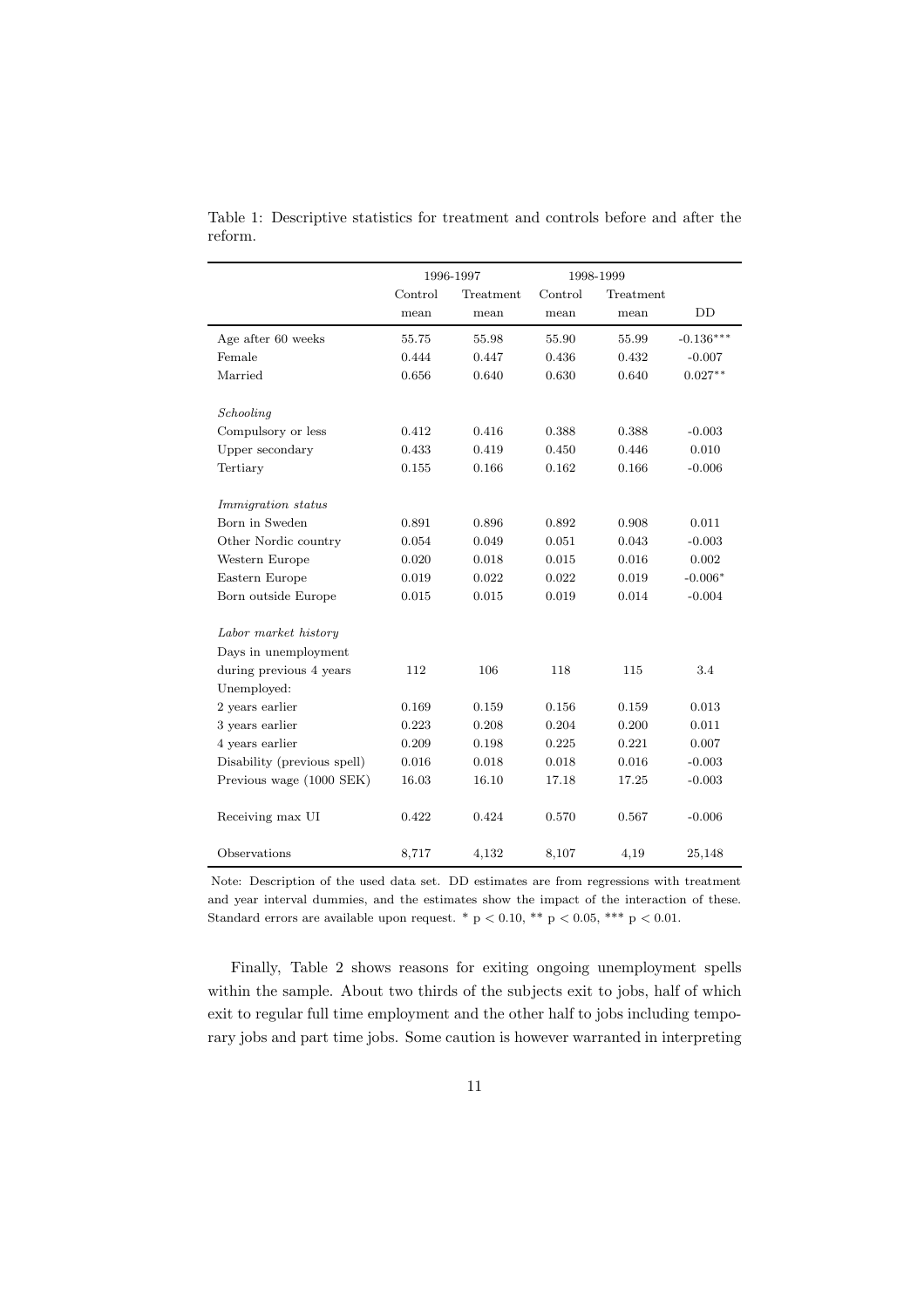Table 1: Descriptive statistics for treatment and controls before and after the reform.

| | 1996-1997 | | 1998-1999 | | |
|---|---|---|---|---|---|
| | Control mean | Treatment mean | Control mean | Treatment mean | DD |
| Age after 60 weeks | 55.75 | 55.98 | 55.90 | 55.99 | -0.136*** |
| Female | 0.444 | 0.447 | 0.436 | 0.432 | -0.007 |
| Married | 0.656 | 0.640 | 0.630 | 0.640 | 0.027** |
| *Schooling* | | | | | |
| Compulsory or less | 0.412 | 0.416 | 0.388 | 0.388 | -0.003 |
| Upper secondary | 0.433 | 0.419 | 0.450 | 0.446 | 0.010 |
| Tertiary | 0.155 | 0.166 | 0.162 | 0.166 | -0.006 |
| *Immigration status* | | | | | |
| Born in Sweden | 0.891 | 0.896 | 0.892 | 0.908 | 0.011 |
| Other Nordic country | 0.054 | 0.049 | 0.051 | 0.043 | -0.003 |
| Western Europe | 0.020 | 0.018 | 0.015 | 0.016 | 0.002 |
| Eastern Europe | 0.019 | 0.022 | 0.022 | 0.019 | -0.006* |
| Born outside Europe | 0.015 | 0.015 | 0.019 | 0.014 | -0.004 |
| *Labor market history* | | | | | |
| Days in unemployment during previous 4 years | 112 | 106 | 118 | 115 | 3.4 |
| Unemployed: | | | | | |
| 2 years earlier | 0.169 | 0.159 | 0.156 | 0.159 | 0.013 |
| 3 years earlier | 0.223 | 0.208 | 0.204 | 0.200 | 0.011 |
| 4 years earlier | 0.209 | 0.198 | 0.225 | 0.221 | 0.007 |
| Disability (previous spell) | 0.016 | 0.018 | 0.018 | 0.016 | -0.003 |
| Previous wage (1000 SEK) | 16.03 | 16.10 | 17.18 | 17.25 | -0.003 |
| Receiving max UI | 0.422 | 0.424 | 0.570 | 0.567 | -0.006 |
| Observations | 8,717 | 4,132 | 8,107 | 4,19 | 25,148 |

Note: Description of the used data set. DD estimates are from regressions with treatment and year interval dummies, and the estimates show the impact of the interaction of these. Standard errors are available upon request. * $p < 0.10$, ** $p < 0.05$, *** $p < 0.01$.

Finally, Table 2 shows reasons for exiting ongoing unemployment spells within the sample. About two thirds of the subjects exit to jobs, half of which exit to regular full time employment and the other half to jobs including temporary jobs and part time jobs. Some caution is however warranted in interpreting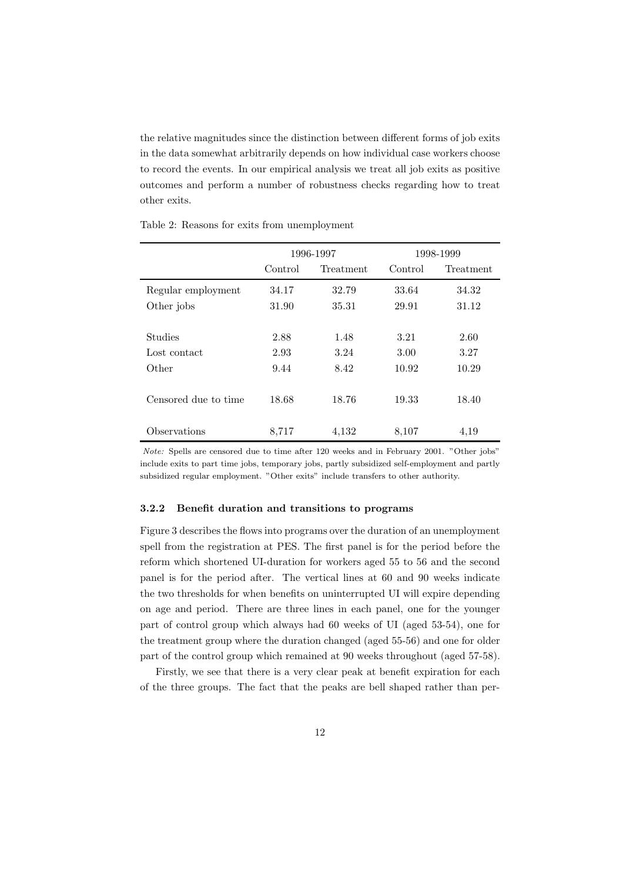the relative magnitudes since the distinction between different forms of job exits in the data somewhat arbitrarily depends on how individual case workers choose to record the events. In our empirical analysis we treat all job exits as positive outcomes and perform a number of robustness checks regarding how to treat other exits.

Table 2: Reasons for exits from unemployment

| | 1996-1997 | | 1998-1999 | |
|---|---|---|---|---|
| | Control | Treatment | Control | Treatment |
| Regular employment | 34.17 | 32.79 | 33.64 | 34.32 |
| Other jobs | 31.90 | 35.31 | 29.91 | 31.12 |
| Studies | 2.88 | 1.48 | 3.21 | 2.60 |
| Lost contact | 2.93 | 3.24 | 3.00 | 3.27 |
| Other | 9.44 | 8.42 | 10.92 | 10.29 |
| Censored due to time | 18.68 | 18.76 | 19.33 | 18.40 |
| Observations | 8,717 | 4,132 | 8,107 | 4,19 |

*Note:* Spells are censored due to time after 120 weeks and in February 2001. "Other jobs" include exits to part time jobs, temporary jobs, partly subsidized self-employment and partly subsidized regular employment. "Other exits" include transfers to other authority.

### 3.2.2 Benefit duration and transitions to programs

Figure 3 describes the flows into programs over the duration of an unemployment spell from the registration at PES. The first panel is for the period before the reform which shortened UI-duration for workers aged 55 to 56 and the second panel is for the period after. The vertical lines at 60 and 90 weeks indicate the two thresholds for when benefits on uninterrupted UI will expire depending on age and period. There are three lines in each panel, one for the younger part of control group which always had 60 weeks of UI (aged 53-54), one for the treatment group where the duration changed (aged 55-56) and one for older part of the control group which remained at 90 weeks throughout (aged 57-58).

Firstly, we see that there is a very clear peak at benefit expiration for each of the three groups. The fact that the peaks are bell shaped rather than per-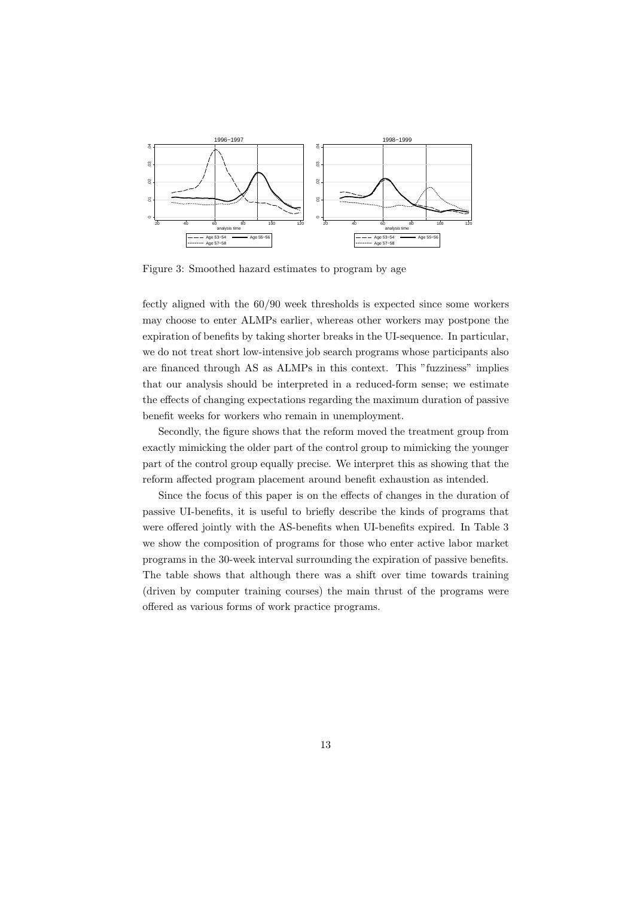Figure 3: Smoothed hazard estimates to program by age

fectly aligned with the 60/90 week thresholds is expected since some workers may choose to enter ALMPs earlier, whereas other workers may postpone the expiration of benefits by taking shorter breaks in the UI-sequence. In particular, we do not treat short low-intensive job search programs whose participants also are financed through AS as ALMPs in this context. This "fuzziness" implies that our analysis should be interpreted in a reduced-form sense; we estimate the effects of changing expectations regarding the maximum duration of passive benefit weeks for workers who remain in unemployment.

Secondly, the figure shows that the reform moved the treatment group from exactly mimicking the older part of the control group to mimicking the younger part of the control group equally precise. We interpret this as showing that the reform affected program placement around benefit exhaustion as intended.

Since the focus of this paper is on the effects of changes in the duration of passive UI-benefits, it is useful to briefly describe the kinds of programs that were offered jointly with the AS-benefits when UI-benefits expired. In Table 3 we show the composition of programs for those who enter active labor market programs in the 30-week interval surrounding the expiration of passive benefits. The table shows that although there was a shift over time towards training (driven by computer training courses) the main thrust of the programs were offered as various forms of work practice programs.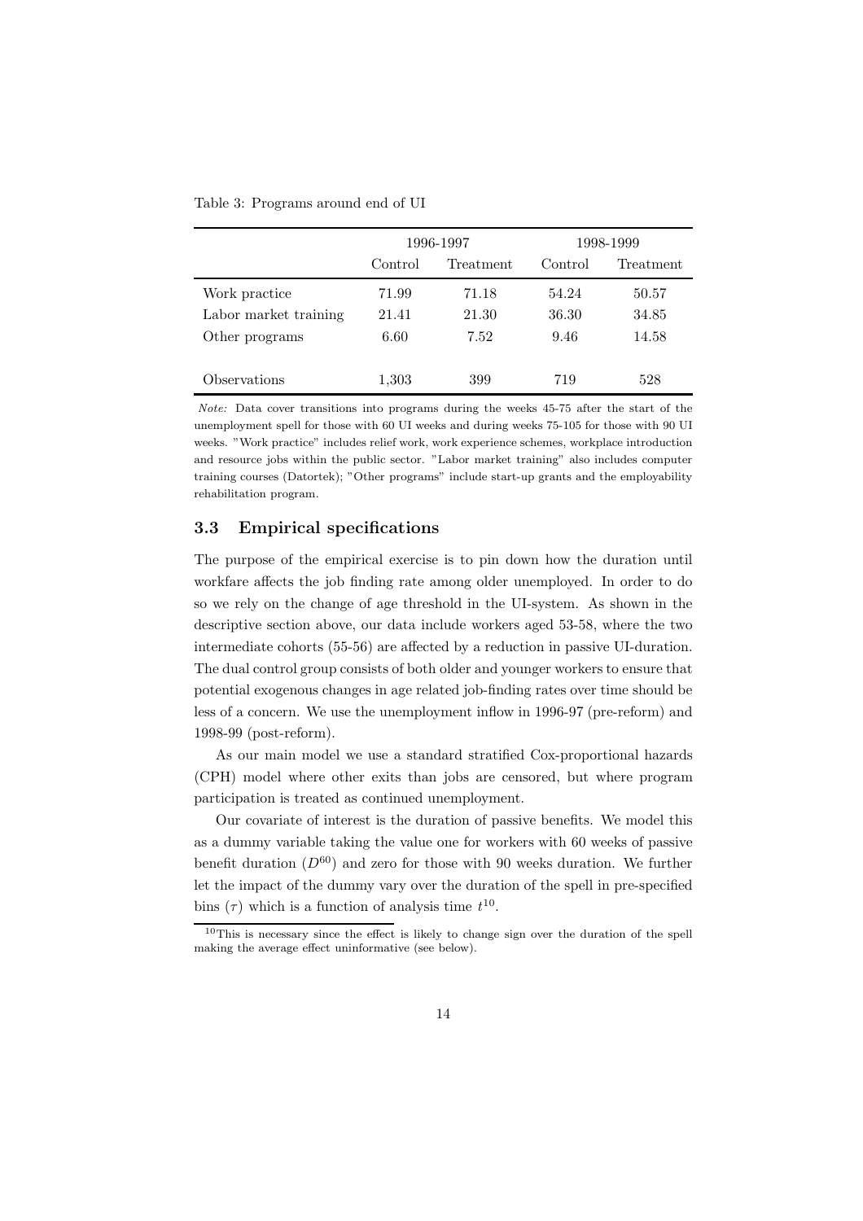Table 3: Programs around end of UI

| | 1996-1997 | | 1998-1999 | |
|---|---|---|---|---|
| | Control | Treatment | Control | Treatment |
| Work practice | 71.99 | 71.18 | 54.24 | 50.57 |
| Labor market training | 21.41 | 21.30 | 36.30 | 34.85 |
| Other programs | 6.60 | 7.52 | 9.46 | 14.58 |
| Observations | 1,303 | 399 | 719 | 528 |

*Note:* Data cover transitions into programs during the weeks 45-75 after the start of the unemployment spell for those with 60 UI weeks and during weeks 75-105 for those with 90 UI weeks. "Work practice" includes relief work, work experience schemes, workplace introduction and resource jobs within the public sector. "Labor market training" also includes computer training courses (Datortek); "Other programs" include start-up grants and the employability rehabilitation program.

### 3.3 Empirical specifications

The purpose of the empirical exercise is to pin down how the duration until workfare affects the job finding rate among older unemployed. In order to do so we rely on the change of age threshold in the UI-system. As shown in the descriptive section above, our data include workers aged 53-58, where the two intermediate cohorts (55-56) are affected by a reduction in passive UI-duration. The dual control group consists of both older and younger workers to ensure that potential exogenous changes in age related job-finding rates over time should be less of a concern. We use the unemployment inflow in 1996-97 (pre-reform) and 1998-99 (post-reform).

As our main model we use a standard stratified Cox-proportional hazards (CPH) model where other exits than jobs are censored, but where program participation is treated as continued unemployment.

Our covariate of interest is the duration of passive benefits. We model this as a dummy variable taking the value one for workers with 60 weeks of passive benefit duration ($D^{60}$) and zero for those with 90 weeks duration. We further let the impact of the dummy vary over the duration of the spell in pre-specified bins ($\tau$) which is a function of analysis time $t$[10].

[10] This is necessary since the effect is likely to change sign over the duration of the spell making the average effect uninformative (see below).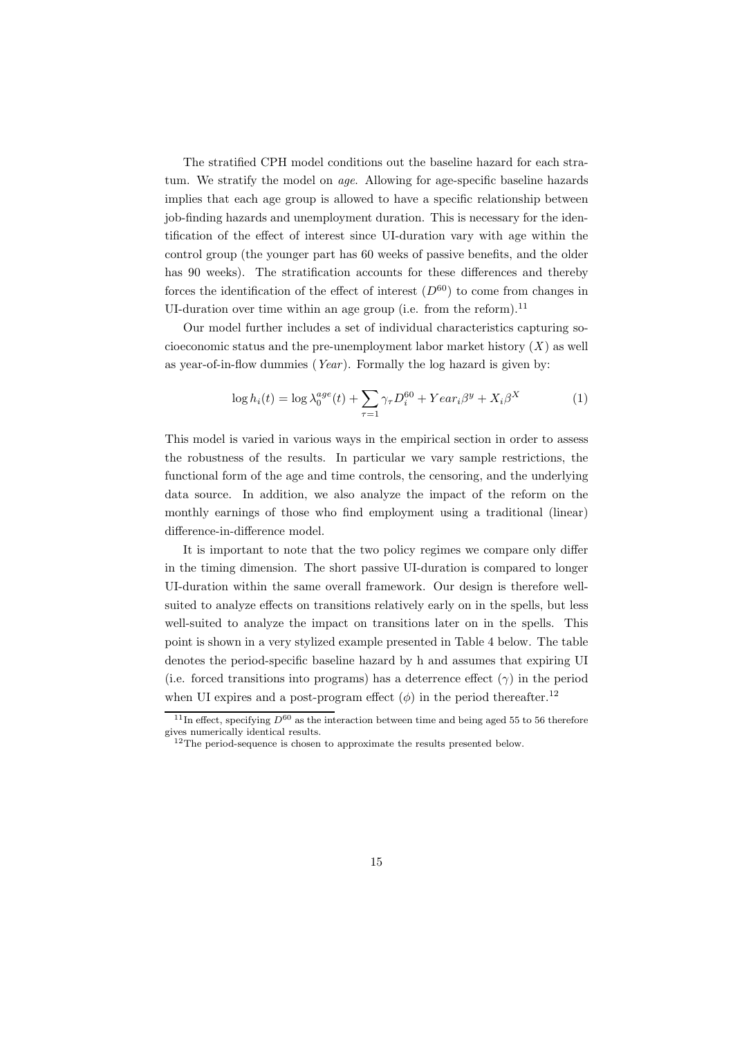The stratified CPH model conditions out the baseline hazard for each stratum. We stratify the model on *age*. Allowing for age-specific baseline hazards implies that each age group is allowed to have a specific relationship between job-finding hazards and unemployment duration. This is necessary for the identification of the effect of interest since UI-duration vary with age within the control group (the younger part has 60 weeks of passive benefits, and the older has 90 weeks). The stratification accounts for these differences and thereby forces the identification of the effect of interest ($D^{60}$) to come from changes in UI-duration over time within an age group (i.e. from the reform).[11]

Our model further includes a set of individual characteristics capturing socioeconomic status and the pre-unemployment labor market history ($X$) as well as year-of-in-flow dummies (*Year*). Formally the log hazard is given by:

$$\log h_i(t) = \log \lambda_0^{age}(t) + \sum_{\tau=1} \gamma_\tau D_i^{60} + Year_i \beta^y + X_i \beta^X \tag{1}$$

This model is varied in various ways in the empirical section in order to assess the robustness of the results. In particular we vary sample restrictions, the functional form of the age and time controls, the censoring, and the underlying data source. In addition, we also analyze the impact of the reform on the monthly earnings of those who find employment using a traditional (linear) difference-in-difference model.

It is important to note that the two policy regimes we compare only differ in the timing dimension. The short passive UI-duration is compared to longer UI-duration within the same overall framework. Our design is therefore well-suited to analyze effects on transitions relatively early on in the spells, but less well-suited to analyze the impact on transitions later on in the spells. This point is shown in a very stylized example presented in Table 4 below. The table denotes the period-specific baseline hazard by h and assumes that expiring UI (i.e. forced transitions into programs) has a deterrence effect ($\gamma$) in the period when UI expires and a post-program effect ($\phi$) in the period thereafter.[12]

[11] In effect, specifying $D^{60}$ as the interaction between time and being aged 55 to 56 therefore gives numerically identical results.

[12] The period-sequence is chosen to approximate the results presented below.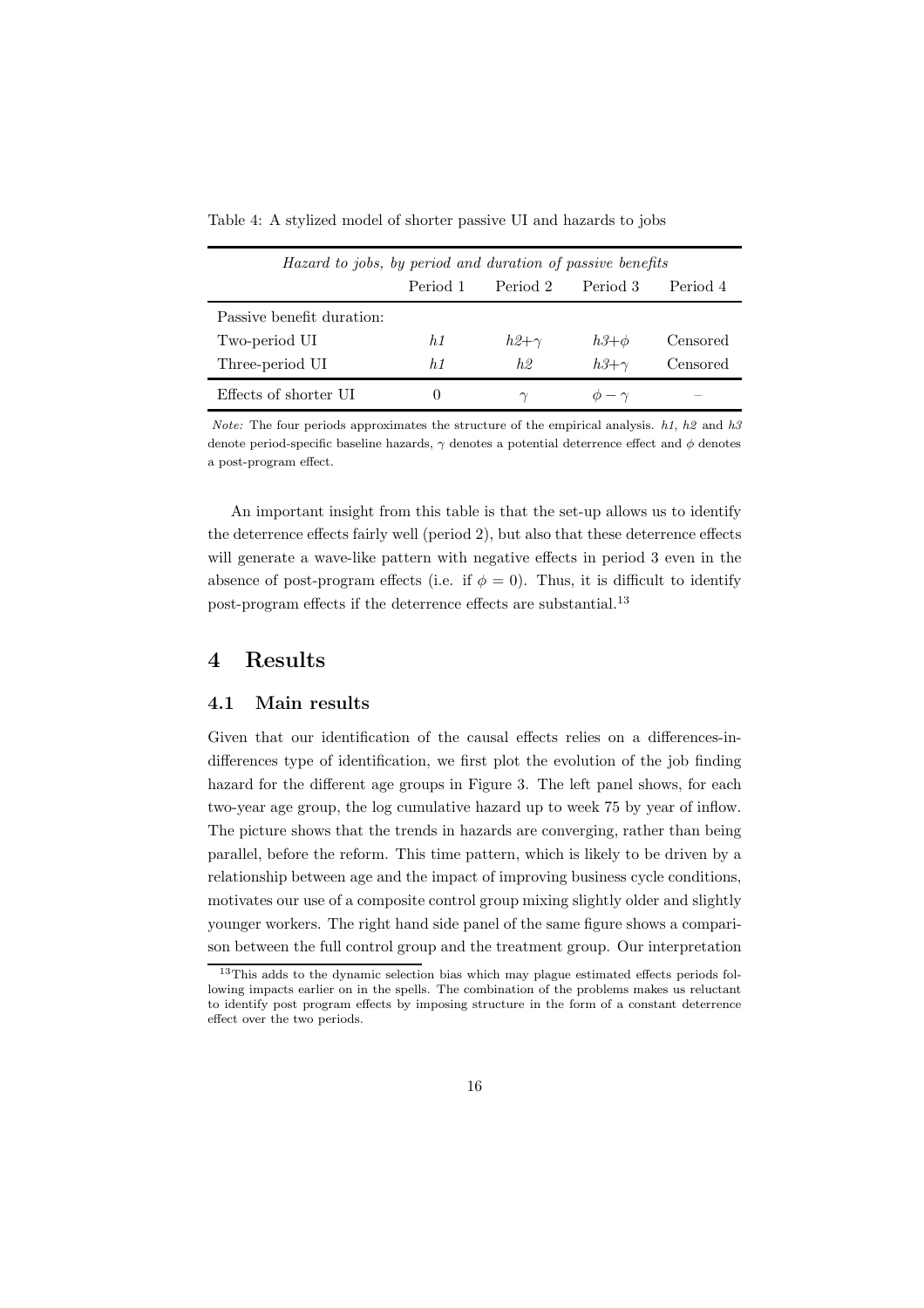Table 4: A stylized model of shorter passive UI and hazards to jobs

| *Hazard to jobs, by period and duration of passive benefits* | | | | |
|---|---|---|---|---|
| | Period 1 | Period 2 | Period 3 | Period 4 |
| Passive benefit duration: | | | | |
| Two-period UI | $h1$ | $h2+\gamma$ | $h3+\phi$ | Censored |
| Three-period UI | $h1$ | $h2$ | $h3+\gamma$ | Censored |
| Effects of shorter UI | 0 | $\gamma$ | $\phi-\gamma$ | – |

*Note:* The four periods approximates the structure of the empirical analysis. $h1$, $h2$ and $h3$ denote period-specific baseline hazards, $\gamma$ denotes a potential deterrence effect and $\phi$ denotes a post-program effect.

An important insight from this table is that the set-up allows us to identify the deterrence effects fairly well (period 2), but also that these deterrence effects will generate a wave-like pattern with negative effects in period 3 even in the absence of post-program effects (i.e. if $\phi = 0$). Thus, it is difficult to identify post-program effects if the deterrence effects are substantial.[13]

# 4 Results

## 4.1 Main results

Given that our identification of the causal effects relies on a differences-in-differences type of identification, we first plot the evolution of the job finding hazard for the different age groups in Figure 3. The left panel shows, for each two-year age group, the log cumulative hazard up to week 75 by year of inflow. The picture shows that the trends in hazards are converging, rather than being parallel, before the reform. This time pattern, which is likely to be driven by a relationship between age and the impact of improving business cycle conditions, motivates our use of a composite control group mixing slightly older and slightly younger workers. The right hand side panel of the same figure shows a comparison between the full control group and the treatment group. Our interpretation

[13] This adds to the dynamic selection bias which may plague estimated effects periods following impacts earlier on in the spells. The combination of the problems makes us reluctant to identify post program effects by imposing structure in the form of a constant deterrence effect over the two periods.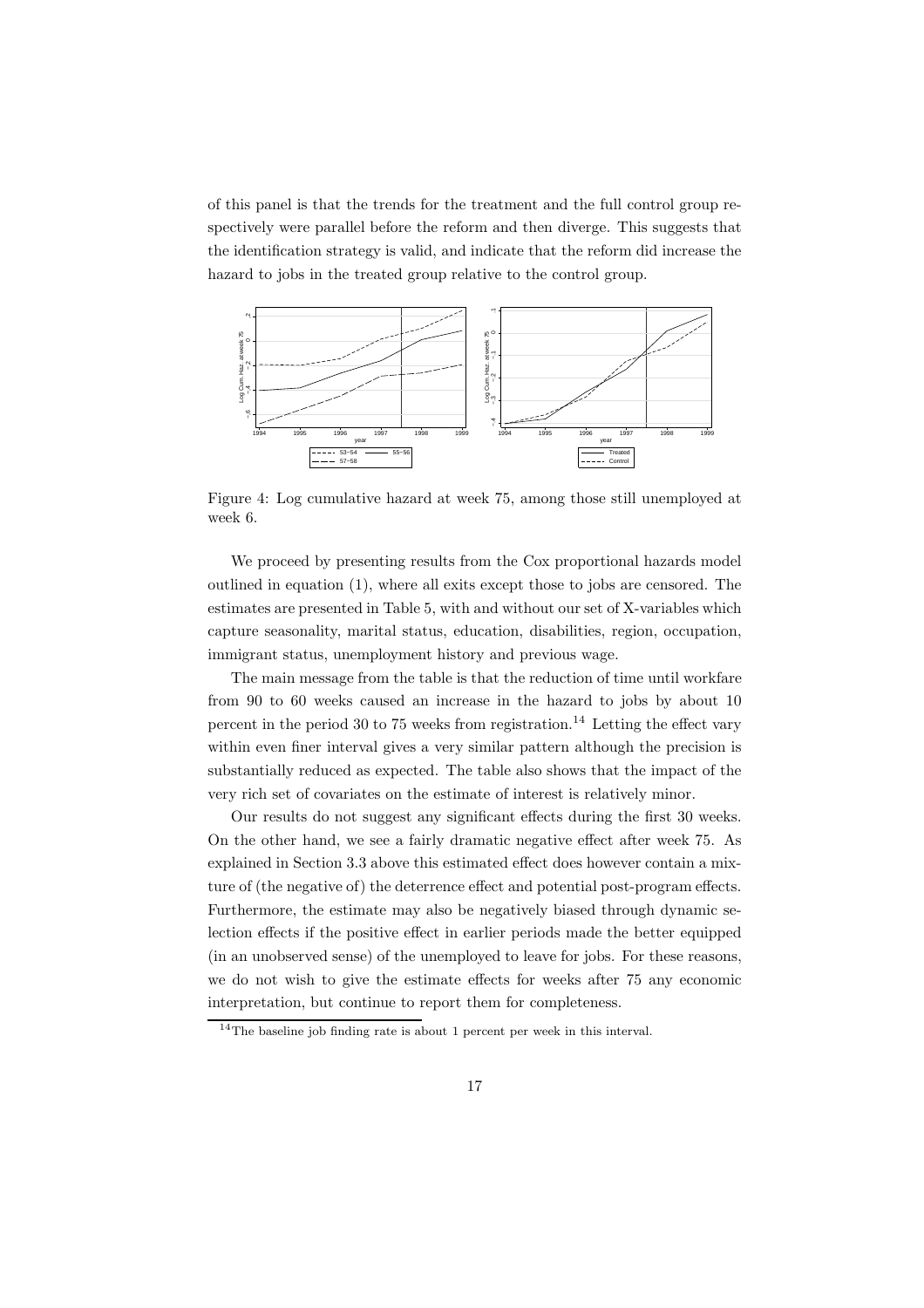of this panel is that the trends for the treatment and the full control group respectively were parallel before the reform and then diverge. This suggests that the identification strategy is valid, and indicate that the reform did increase the hazard to jobs in the treated group relative to the control group.

Figure 4: Log cumulative hazard at week 75, among those still unemployed at week 6.

We proceed by presenting results from the Cox proportional hazards model outlined in equation (1), where all exits except those to jobs are censored. The estimates are presented in Table 5, with and without our set of X-variables which capture seasonality, marital status, education, disabilities, region, occupation, immigrant status, unemployment history and previous wage.

The main message from the table is that the reduction of time until workfare from 90 to 60 weeks caused an increase in the hazard to jobs by about 10 percent in the period 30 to 75 weeks from registration.[14] Letting the effect vary within even finer interval gives a very similar pattern although the precision is substantially reduced as expected. The table also shows that the impact of the very rich set of covariates on the estimate of interest is relatively minor.

Our results do not suggest any significant effects during the first 30 weeks. On the other hand, we see a fairly dramatic negative effect after week 75. As explained in Section 3.3 above this estimated effect does however contain a mixture of (the negative of) the deterrence effect and potential post-program effects. Furthermore, the estimate may also be negatively biased through dynamic selection effects if the positive effect in earlier periods made the better equipped (in an unobserved sense) of the unemployed to leave for jobs. For these reasons, we do not wish to give the estimate effects for weeks after 75 any economic interpretation, but continue to report them for completeness.

[14] The baseline job finding rate is about 1 percent per week in this interval.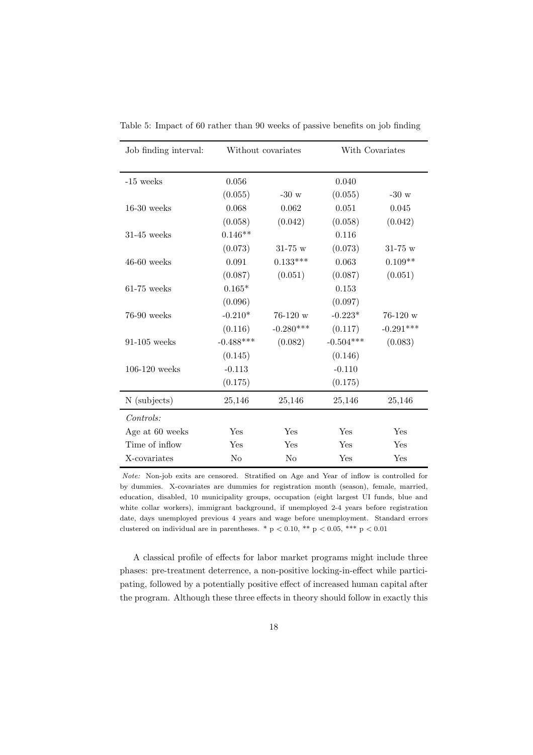Table 5: Impact of 60 rather than 90 weeks of passive benefits on job finding

| Job finding interval: | Without covariates | | With Covariates | |
|---|---|---|---|---|
| -15 weeks | 0.056 | | 0.040 | |
| | (0.055) | -30 w | (0.055) | -30 w |
| 16-30 weeks | 0.068 | 0.062 | 0.051 | 0.045 |
| | (0.058) | (0.042) | (0.058) | (0.042) |
| 31-45 weeks | 0.146** | | 0.116 | |
| | (0.073) | 31-75 w | (0.073) | 31-75 w |
| 46-60 weeks | 0.091 | 0.133*** | 0.063 | 0.109** |
| | (0.087) | (0.051) | (0.087) | (0.051) |
| 61-75 weeks | 0.165* | | 0.153 | |
| | (0.096) | | (0.097) | |
| 76-90 weeks | -0.210* | 76-120 w | -0.223* | 76-120 w |
| | (0.116) | -0.280*** | (0.117) | -0.291*** |
| 91-105 weeks | -0.488*** | (0.082) | -0.504*** | (0.083) |
| | (0.145) | | (0.146) | |
| 106-120 weeks | -0.113 | | -0.110 | |
| | (0.175) | | (0.175) | |
| N (subjects) | 25,146 | 25,146 | 25,146 | 25,146 |
| *Controls:* | | | | |
| Age at 60 weeks | Yes | Yes | Yes | Yes |
| Time of inflow | Yes | Yes | Yes | Yes |
| X-covariates | No | No | Yes | Yes |

*Note:* Non-job exits are censored. Stratified on Age and Year of inflow is controlled for by dummies. X-covariates are dummies for registration month (season), female, married, education, disabled, 10 municipality groups, occupation (eight largest UI funds, blue and white collar workers), immigrant background, if unemployed 2-4 years before registration date, days unemployed previous 4 years and wage before unemployment. Standard errors clustered on individual are in parentheses. * $p < 0.10$, ** $p < 0.05$, *** $p < 0.01$

A classical profile of effects for labor market programs might include three phases: pre-treatment deterrence, a non-positive locking-in-effect while participating, followed by a potentially positive effect of increased human capital after the program. Although these three effects in theory should follow in exactly this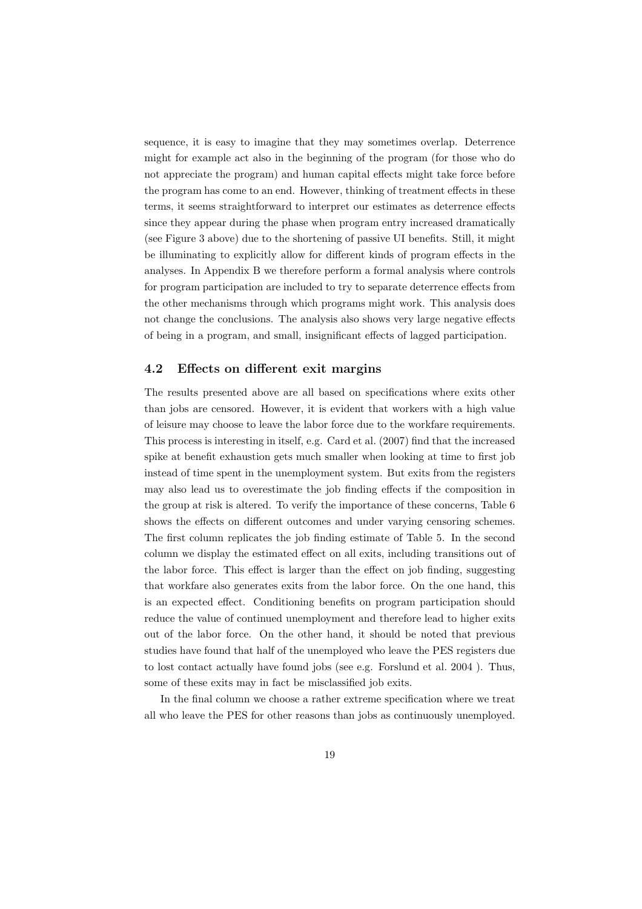sequence, it is easy to imagine that they may sometimes overlap. Deterrence might for example act also in the beginning of the program (for those who do not appreciate the program) and human capital effects might take force before the program has come to an end. However, thinking of treatment effects in these terms, it seems straightforward to interpret our estimates as deterrence effects since they appear during the phase when program entry increased dramatically (see Figure 3 above) due to the shortening of passive UI benefits. Still, it might be illuminating to explicitly allow for different kinds of program effects in the analyses. In Appendix B we therefore perform a formal analysis where controls for program participation are included to try to separate deterrence effects from the other mechanisms through which programs might work. This analysis does not change the conclusions. The analysis also shows very large negative effects of being in a program, and small, insignificant effects of lagged participation.

### 4.2 Effects on different exit margins

The results presented above are all based on specifications where exits other than jobs are censored. However, it is evident that workers with a high value of leisure may choose to leave the labor force due to the workfare requirements. This process is interesting in itself, e.g. Card et al. (2007) find that the increased spike at benefit exhaustion gets much smaller when looking at time to first job instead of time spent in the unemployment system. But exits from the registers may also lead us to overestimate the job finding effects if the composition in the group at risk is altered. To verify the importance of these concerns, Table 6 shows the effects on different outcomes and under varying censoring schemes. The first column replicates the job finding estimate of Table 5. In the second column we display the estimated effect on all exits, including transitions out of the labor force. This effect is larger than the effect on job finding, suggesting that workfare also generates exits from the labor force. On the one hand, this is an expected effect. Conditioning benefits on program participation should reduce the value of continued unemployment and therefore lead to higher exits out of the labor force. On the other hand, it should be noted that previous studies have found that half of the unemployed who leave the PES registers due to lost contact actually have found jobs (see e.g. Forslund et al. 2004 ). Thus, some of these exits may in fact be misclassified job exits.

In the final column we choose a rather extreme specification where we treat all who leave the PES for other reasons than jobs as continuously unemployed.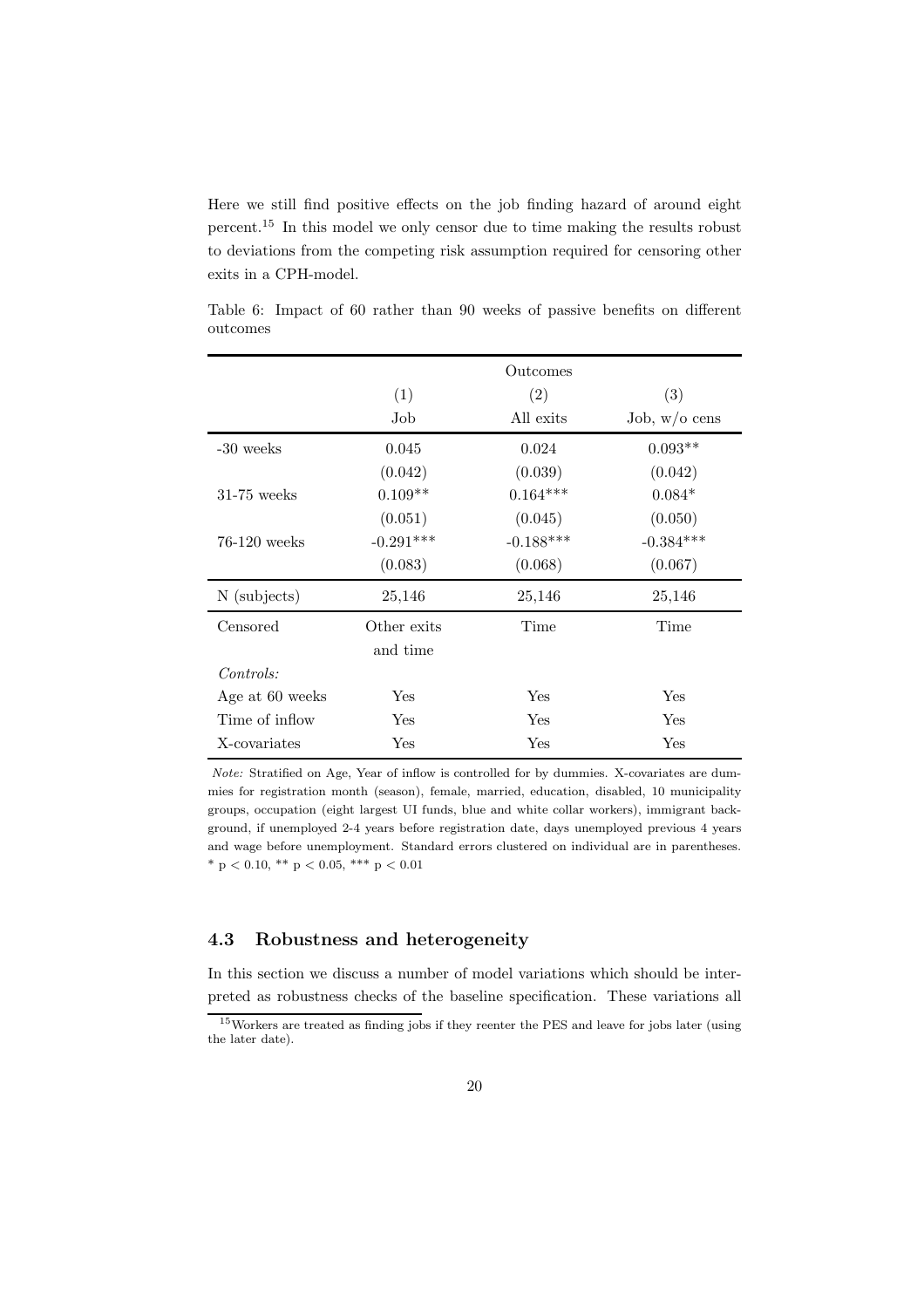Here we still find positive effects on the job finding hazard of around eight percent.[15] In this model we only censor due to time making the results robust to deviations from the competing risk assumption required for censoring other exits in a CPH-model.

Table 6: Impact of 60 rather than 90 weeks of passive benefits on different outcomes

| | Outcomes | | |
|---|---|---|---|
| | (1) | (2) | (3) |
| | Job | All exits | Job, w/o cens |
| -30 weeks | 0.045 | 0.024 | 0.093** |
| | (0.042) | (0.039) | (0.042) |
| 31-75 weeks | 0.109** | 0.164*** | 0.084* |
| | (0.051) | (0.045) | (0.050) |
| 76-120 weeks | -0.291*** | -0.188*** | -0.384*** |
| | (0.083) | (0.068) | (0.067) |
| N (subjects) | 25,146 | 25,146 | 25,146 |
| Censored | Other exits and time | Time | Time |
| *Controls:* | | | |
| Age at 60 weeks | Yes | Yes | Yes |
| Time of inflow | Yes | Yes | Yes |
| X-covariates | Yes | Yes | Yes |

*Note:* Stratified on Age, Year of inflow is controlled for by dummies. X-covariates are dummies for registration month (season), female, married, education, disabled, 10 municipality groups, occupation (eight largest UI funds, blue and white collar workers), immigrant background, if unemployed 2-4 years before registration date, days unemployed previous 4 years and wage before unemployment. Standard errors clustered on individual are in parentheses. * $p < 0.10$, ** $p < 0.05$, *** $p < 0.01$

### 4.3 Robustness and heterogeneity

In this section we discuss a number of model variations which should be interpreted as robustness checks of the baseline specification. These variations all

[15] Workers are treated as finding jobs if they reenter the PES and leave for jobs later (using the later date).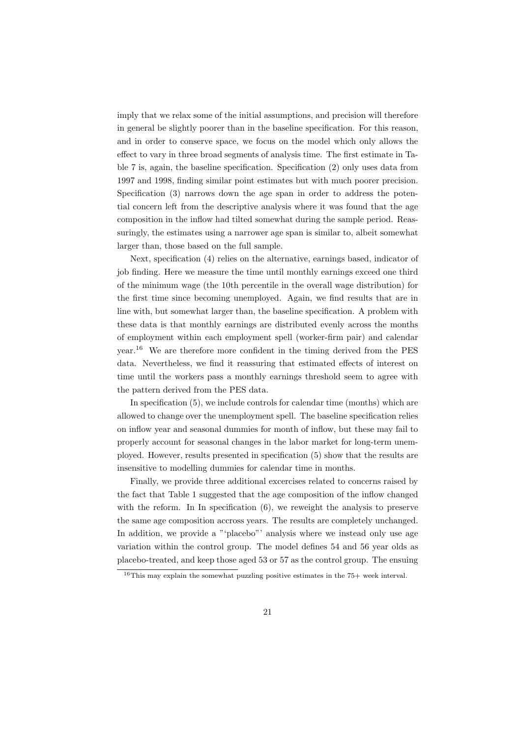imply that we relax some of the initial assumptions, and precision will therefore in general be slightly poorer than in the baseline specification. For this reason, and in order to conserve space, we focus on the model which only allows the effect to vary in three broad segments of analysis time. The first estimate in Table 7 is, again, the baseline specification. Specification (2) only uses data from 1997 and 1998, finding similar point estimates but with much poorer precision. Specification (3) narrows down the age span in order to address the potential concern left from the descriptive analysis where it was found that the age composition in the inflow had tilted somewhat during the sample period. Reassuringly, the estimates using a narrower age span is similar to, albeit somewhat larger than, those based on the full sample.

Next, specification (4) relies on the alternative, earnings based, indicator of job finding. Here we measure the time until monthly earnings exceed one third of the minimum wage (the 10th percentile in the overall wage distribution) for the first time since becoming unemployed. Again, we find results that are in line with, but somewhat larger than, the baseline specification. A problem with these data is that monthly earnings are distributed evenly across the months of employment within each employment spell (worker-firm pair) and calendar year.[16] We are therefore more confident in the timing derived from the PES data. Nevertheless, we find it reassuring that estimated effects of interest on time until the workers pass a monthly earnings threshold seem to agree with the pattern derived from the PES data.

In specification (5), we include controls for calendar time (months) which are allowed to change over the unemployment spell. The baseline specification relies on inflow year and seasonal dummies for month of inflow, but these may fail to properly account for seasonal changes in the labor market for long-term unemployed. However, results presented in specification (5) show that the results are insensitive to modelling dummies for calendar time in months.

Finally, we provide three additional excercises related to concerns raised by the fact that Table 1 suggested that the age composition of the inflow changed with the reform. In In specification (6), we reweight the analysis to preserve the same age composition accross years. The results are completely unchanged. In addition, we provide a "'placebo"' analysis where we instead only use age variation within the control group. The model defines 54 and 56 year olds as placebo-treated, and keep those aged 53 or 57 as the control group. The ensuing

[16] This may explain the somewhat puzzling positive estimates in the 75+ week interval.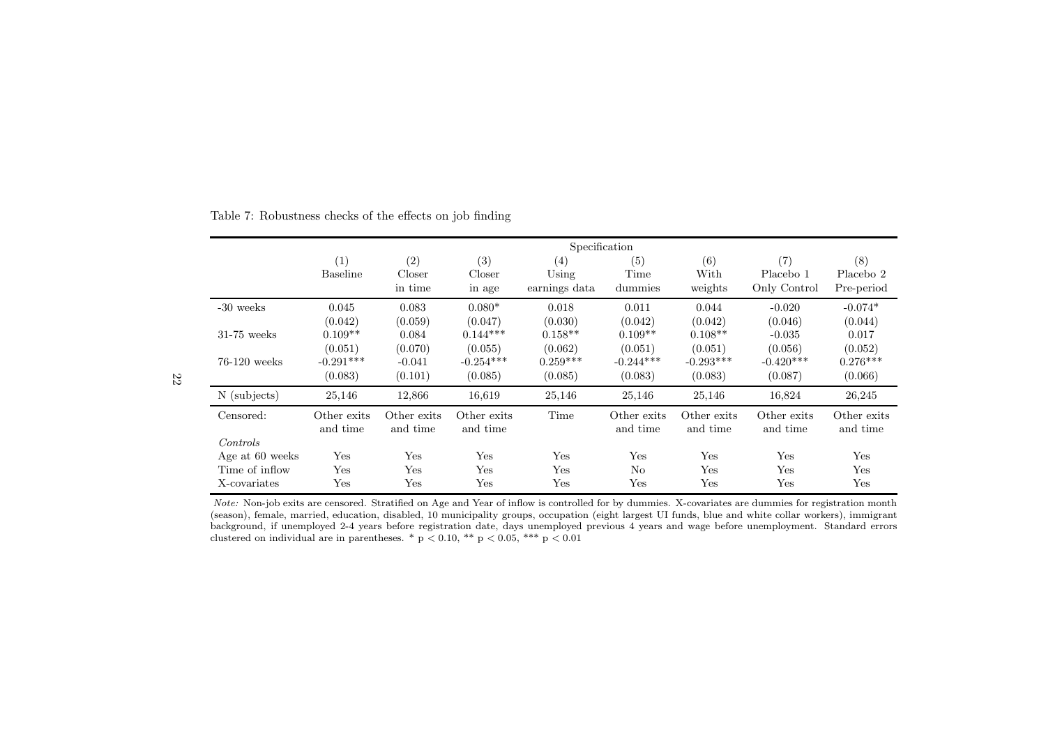Table 7: Robustness checks of the effects on job finding

| | Specification | | | | | | | |
|---|---|---|---|---|---|---|---|---|
| | (1) Baseline | (2) Closer in time | (3) Closer in age | (4) Using earnings data | (5) Time dummies | (6) With weights | (7) Placebo 1 Only Control | (8) Placebo 2 Pre-period |
| -30 weeks | 0.045 | 0.083 | 0.080* | 0.018 | 0.011 | 0.044 | -0.020 | -0.074* |
| | (0.042) | (0.059) | (0.047) | (0.030) | (0.042) | (0.042) | (0.046) | (0.044) |
| 31-75 weeks | 0.109** | 0.084 | 0.144*** | 0.158** | 0.109** | 0.108** | -0.035 | 0.017 |
| | (0.051) | (0.070) | (0.055) | (0.062) | (0.051) | (0.051) | (0.056) | (0.052) |
| 76-120 weeks | -0.291*** | -0.041 | -0.254*** | 0.259*** | -0.244*** | -0.293*** | -0.420*** | 0.276*** |
| | (0.083) | (0.101) | (0.085) | (0.085) | (0.083) | (0.083) | (0.087) | (0.066) |
| N (subjects) | 25,146 | 12,866 | 16,619 | 25,146 | 25,146 | 25,146 | 16,824 | 26,245 |
| Censored: | Other exits and time | Other exits and time | Other exits and time | Time | Other exits and time | Other exits and time | Other exits and time | Other exits and time |
| *Controls* | | | | | | | | |
| Age at 60 weeks | Yes | Yes | Yes | Yes | Yes | Yes | Yes | Yes |
| Time of inflow | Yes | Yes | Yes | Yes | No | Yes | Yes | Yes |
| X-covariates | Yes | Yes | Yes | Yes | Yes | Yes | Yes | Yes |

*Note:* Non-job exits are censored. Stratified on Age and Year of inflow is controlled for by dummies. X-covariates are dummies for registration month (season), female, married, education, disabled, 10 municipality groups, occupation (eight largest UI funds, blue and white collar workers), immigrant background, if unemployed 2-4 years before registration date, days unemployed previous 4 years and wage before unemployment. Standard errors clustered on individual are in parentheses. * $p < 0.10$, ** $p < 0.05$, *** $p < 0.01$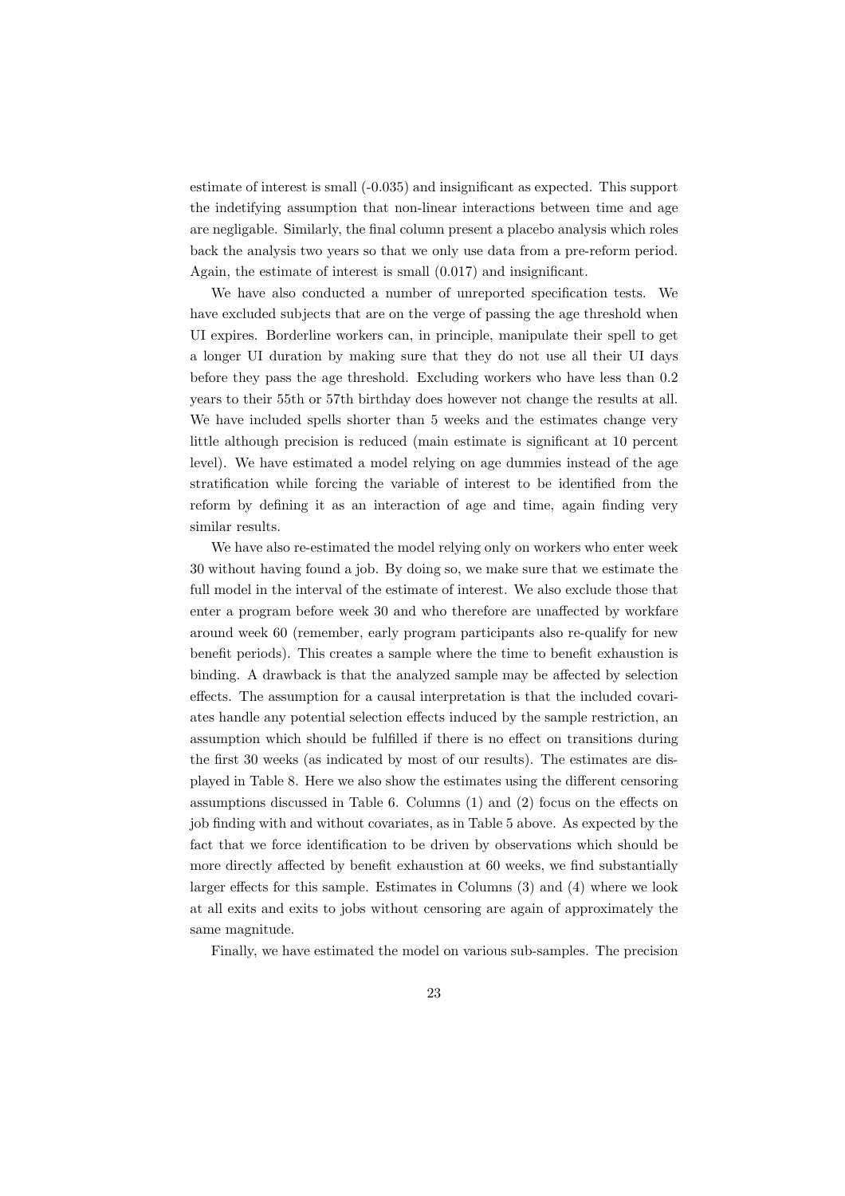estimate of interest is small (-0.035) and insignificant as expected. This support the indetifying assumption that non-linear interactions between time and age are negligable. Similarly, the final column present a placebo analysis which roles back the analysis two years so that we only use data from a pre-reform period. Again, the estimate of interest is small (0.017) and insignificant.

We have also conducted a number of unreported specification tests. We have excluded subjects that are on the verge of passing the age threshold when UI expires. Borderline workers can, in principle, manipulate their spell to get a longer UI duration by making sure that they do not use all their UI days before they pass the age threshold. Excluding workers who have less than 0.2 years to their 55th or 57th birthday does however not change the results at all. We have included spells shorter than 5 weeks and the estimates change very little although precision is reduced (main estimate is significant at 10 percent level). We have estimated a model relying on age dummies instead of the age stratification while forcing the variable of interest to be identified from the reform by defining it as an interaction of age and time, again finding very similar results.

We have also re-estimated the model relying only on workers who enter week 30 without having found a job. By doing so, we make sure that we estimate the full model in the interval of the estimate of interest. We also exclude those that enter a program before week 30 and who therefore are unaffected by workfare around week 60 (remember, early program participants also re-qualify for new benefit periods). This creates a sample where the time to benefit exhaustion is binding. A drawback is that the analyzed sample may be affected by selection effects. The assumption for a causal interpretation is that the included covariates handle any potential selection effects induced by the sample restriction, an assumption which should be fulfilled if there is no effect on transitions during the first 30 weeks (as indicated by most of our results). The estimates are displayed in Table 8. Here we also show the estimates using the different censoring assumptions discussed in Table 6. Columns (1) and (2) focus on the effects on job finding with and without covariates, as in Table 5 above. As expected by the fact that we force identification to be driven by observations which should be more directly affected by benefit exhaustion at 60 weeks, we find substantially larger effects for this sample. Estimates in Columns (3) and (4) where we look at all exits and exits to jobs without censoring are again of approximately the same magnitude.

Finally, we have estimated the model on various sub-samples. The precision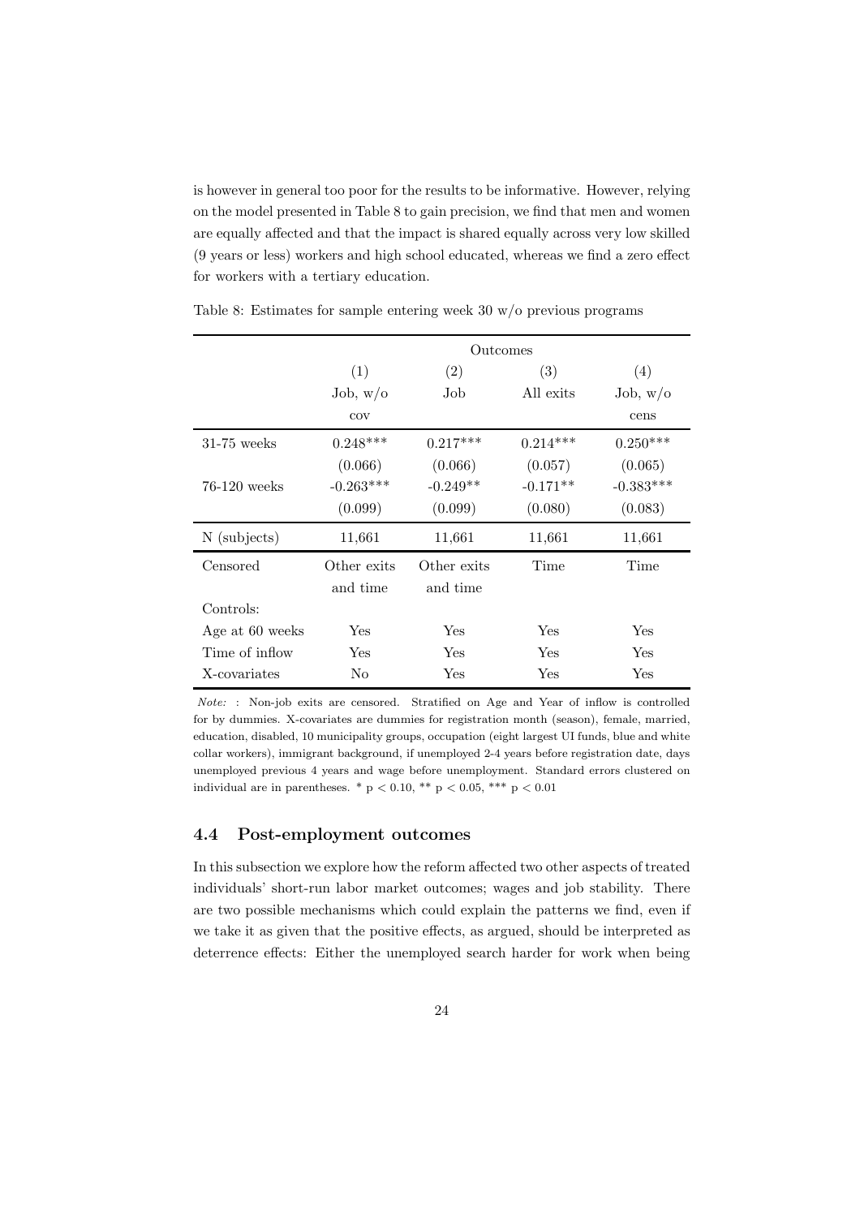is however in general too poor for the results to be informative. However, relying on the model presented in Table 8 to gain precision, we find that men and women are equally affected and that the impact is shared equally across very low skilled (9 years or less) workers and high school educated, whereas we find a zero effect for workers with a tertiary education.

Table 8: Estimates for sample entering week 30 w/o previous programs

| | Outcomes | | | |
|---|---|---|---|---|
| | (1) | (2) | (3) | (4) |
| | Job, w/o cov | Job | All exits | Job, w/o cens |
| 31-75 weeks | 0.248*** | 0.217*** | 0.214*** | 0.250*** |
| | (0.066) | (0.066) | (0.057) | (0.065) |
| 76-120 weeks | -0.263*** | -0.249** | -0.171** | -0.383*** |
| | (0.099) | (0.099) | (0.080) | (0.083) |
| N (subjects) | 11,661 | 11,661 | 11,661 | 11,661 |
| Censored | Other exits and time | Other exits and time | Time | Time |
| Controls: | | | | |
| Age at 60 weeks | Yes | Yes | Yes | Yes |
| Time of inflow | Yes | Yes | Yes | Yes |
| X-covariates | No | Yes | Yes | Yes |

*Note:* : Non-job exits are censored. Stratified on Age and Year of inflow is controlled for by dummies. X-covariates are dummies for registration month (season), female, married, education, disabled, 10 municipality groups, occupation (eight largest UI funds, blue and white collar workers), immigrant background, if unemployed 2-4 years before registration date, days unemployed previous 4 years and wage before unemployment. Standard errors clustered on individual are in parentheses. * $p < 0.10$, ** $p < 0.05$, *** $p < 0.01$

### 4.4 Post-employment outcomes

In this subsection we explore how the reform affected two other aspects of treated individuals' short-run labor market outcomes; wages and job stability. There are two possible mechanisms which could explain the patterns we find, even if we take it as given that the positive effects, as argued, should be interpreted as deterrence effects: Either the unemployed search harder for work when being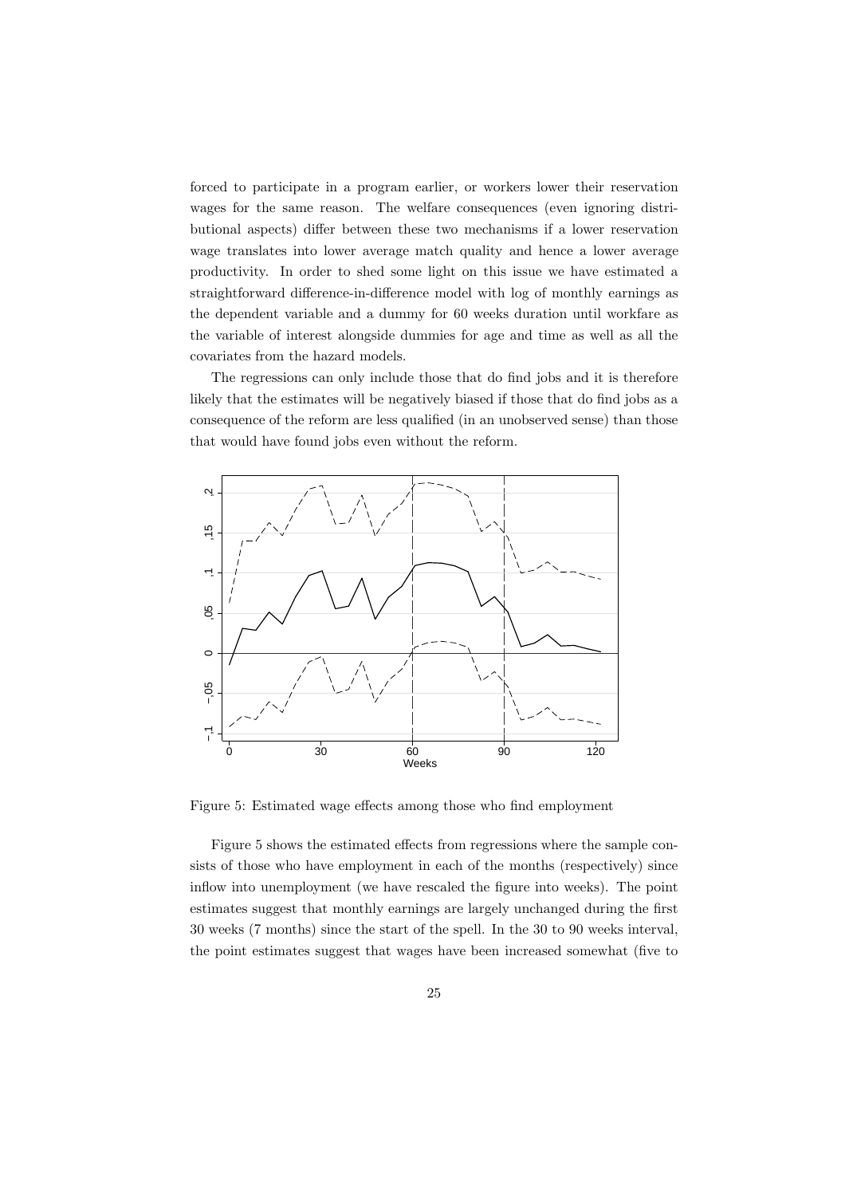forced to participate in a program earlier, or workers lower their reservation wages for the same reason. The welfare consequences (even ignoring distributional aspects) differ between these two mechanisms if a lower reservation wage translates into lower average match quality and hence a lower average productivity. In order to shed some light on this issue we have estimated a straightforward difference-in-difference model with log of monthly earnings as the dependent variable and a dummy for 60 weeks duration until workfare as the variable of interest alongside dummies for age and time as well as all the covariates from the hazard models.

The regressions can only include those that do find jobs and it is therefore likely that the estimates will be negatively biased if those that do find jobs as a consequence of the reform are less qualified (in an unobserved sense) than those that would have found jobs even without the reform.

Figure 5: Estimated wage effects among those who find employment

Figure 5 shows the estimated effects from regressions where the sample consists of those who have employment in each of the months (respectively) since inflow into unemployment (we have rescaled the figure into weeks). The point estimates suggest that monthly earnings are largely unchanged during the first 30 weeks (7 months) since the start of the spell. In the 30 to 90 weeks interval, the point estimates suggest that wages have been increased somewhat (five to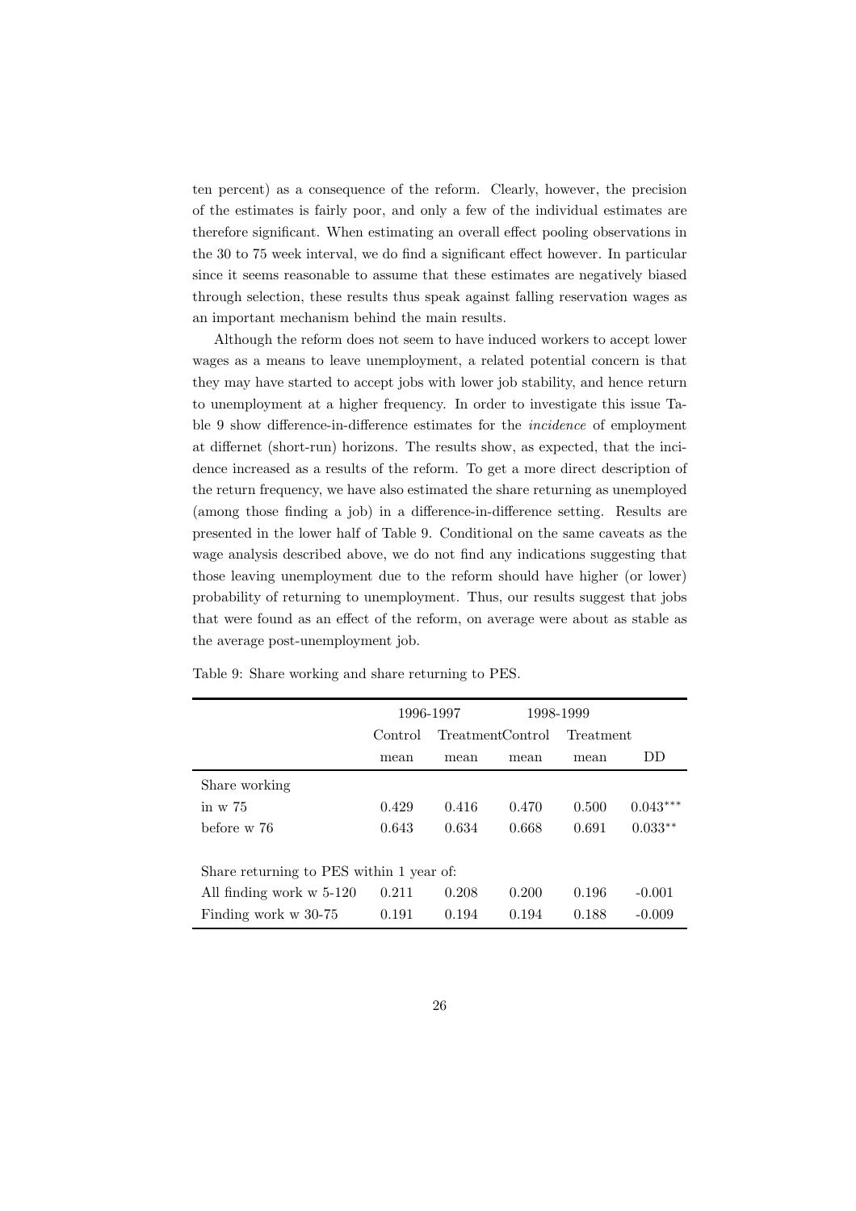ten percent) as a consequence of the reform. Clearly, however, the precision of the estimates is fairly poor, and only a few of the individual estimates are therefore significant. When estimating an overall effect pooling observations in the 30 to 75 week interval, we do find a significant effect however. In particular since it seems reasonable to assume that these estimates are negatively biased through selection, these results thus speak against falling reservation wages as an important mechanism behind the main results.

Although the reform does not seem to have induced workers to accept lower wages as a means to leave unemployment, a related potential concern is that they may have started to accept jobs with lower job stability, and hence return to unemployment at a higher frequency. In order to investigate this issue Table 9 show difference-in-difference estimates for the *incidence* of employment at differnet (short-run) horizons. The results show, as expected, that the incidence increased as a results of the reform. To get a more direct description of the return frequency, we have also estimated the share returning as unemployed (among those finding a job) in a difference-in-difference setting. Results are presented in the lower half of Table 9. Conditional on the same caveats as the wage analysis described above, we do not find any indications suggesting that those leaving unemployment due to the reform should have higher (or lower) probability of returning to unemployment. Thus, our results suggest that jobs that were found as an effect of the reform, on average were about as stable as the average post-unemployment job.

Table 9: Share working and share returning to PES.

| | 1996-1997 | | 1998-1999 | | |
|---|---|---|---|---|---|
| | Control | Treatment | Control | Treatment | |
| | mean | mean | mean | mean | DD |
| Share working | | | | | |
| in w 75 | 0.429 | 0.416 | 0.470 | 0.500 | 0.043*** |
| before w 76 | 0.643 | 0.634 | 0.668 | 0.691 | 0.033** |
| | | | | | |
| Share returning to PES within 1 year of: | | | | | |
| All finding work w 5-120 | 0.211 | 0.208 | 0.200 | 0.196 | -0.001 |
| Finding work w 30-75 | 0.191 | 0.194 | 0.194 | 0.188 | -0.009 |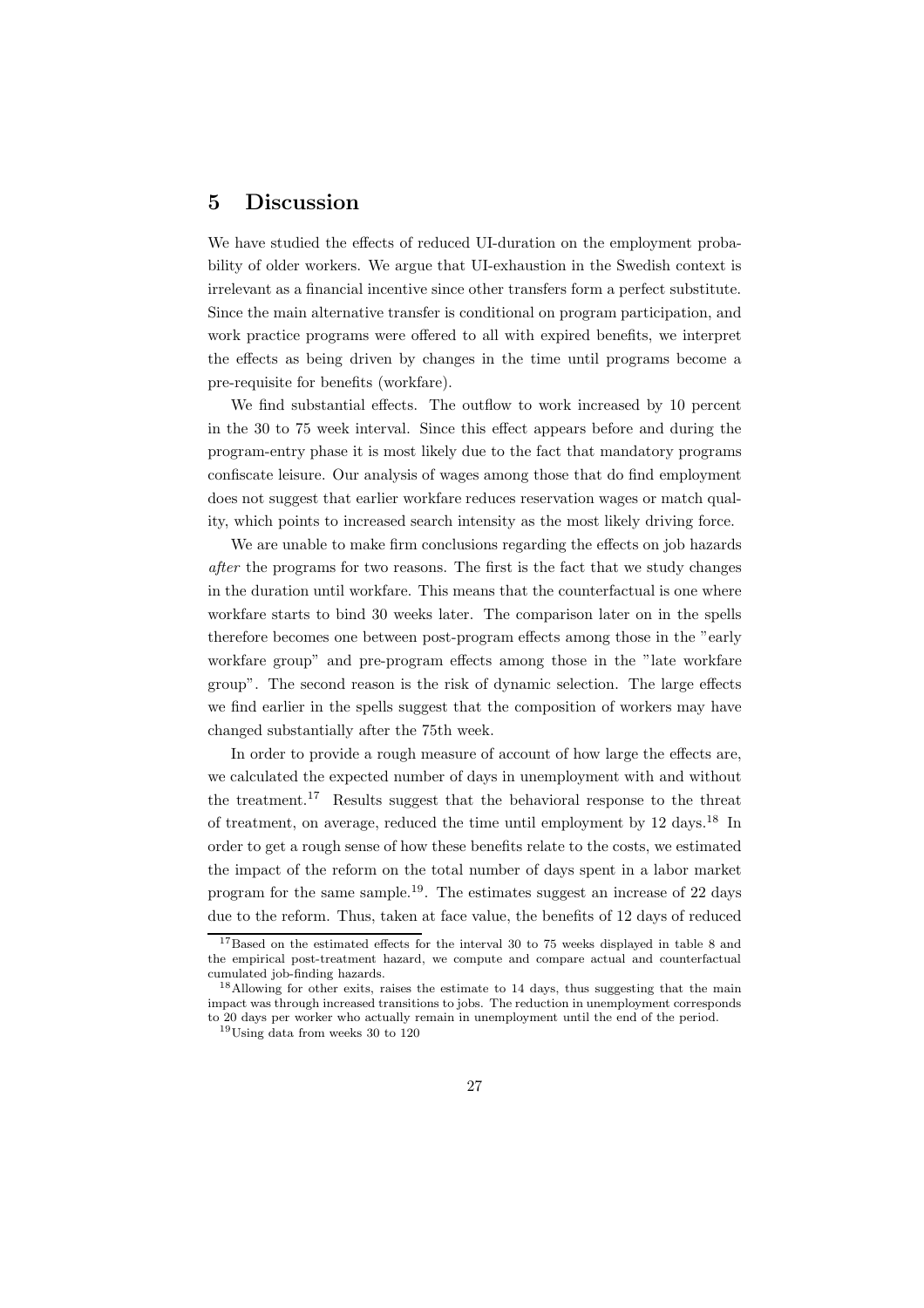## 5 Discussion

We have studied the effects of reduced UI-duration on the employment probability of older workers. We argue that UI-exhaustion in the Swedish context is irrelevant as a financial incentive since other transfers form a perfect substitute. Since the main alternative transfer is conditional on program participation, and work practice programs were offered to all with expired benefits, we interpret the effects as being driven by changes in the time until programs become a pre-requisite for benefits (workfare).

We find substantial effects. The outflow to work increased by 10 percent in the 30 to 75 week interval. Since this effect appears before and during the program-entry phase it is most likely due to the fact that mandatory programs confiscate leisure. Our analysis of wages among those that do find employment does not suggest that earlier workfare reduces reservation wages or match quality, which points to increased search intensity as the most likely driving force.

We are unable to make firm conclusions regarding the effects on job hazards *after* the programs for two reasons. The first is the fact that we study changes in the duration until workfare. This means that the counterfactual is one where workfare starts to bind 30 weeks later. The comparison later on in the spells therefore becomes one between post-program effects among those in the "early workfare group" and pre-program effects among those in the "late workfare group". The second reason is the risk of dynamic selection. The large effects we find earlier in the spells suggest that the composition of workers may have changed substantially after the 75th week.

In order to provide a rough measure of account of how large the effects are, we calculated the expected number of days in unemployment with and without the treatment.[17] Results suggest that the behavioral response to the threat of treatment, on average, reduced the time until employment by 12 days.[18] In order to get a rough sense of how these benefits relate to the costs, we estimated the impact of the reform on the total number of days spent in a labor market program for the same sample.[19]. The estimates suggest an increase of 22 days due to the reform. Thus, taken at face value, the benefits of 12 days of reduced

[17] Based on the estimated effects for the interval 30 to 75 weeks displayed in table 8 and the empirical post-treatment hazard, we compute and compare actual and counterfactual cumulated job-finding hazards.

[18] Allowing for other exits, raises the estimate to 14 days, thus suggesting that the main impact was through increased transitions to jobs. The reduction in unemployment corresponds to 20 days per worker who actually remain in unemployment until the end of the period.

[19] Using data from weeks 30 to 120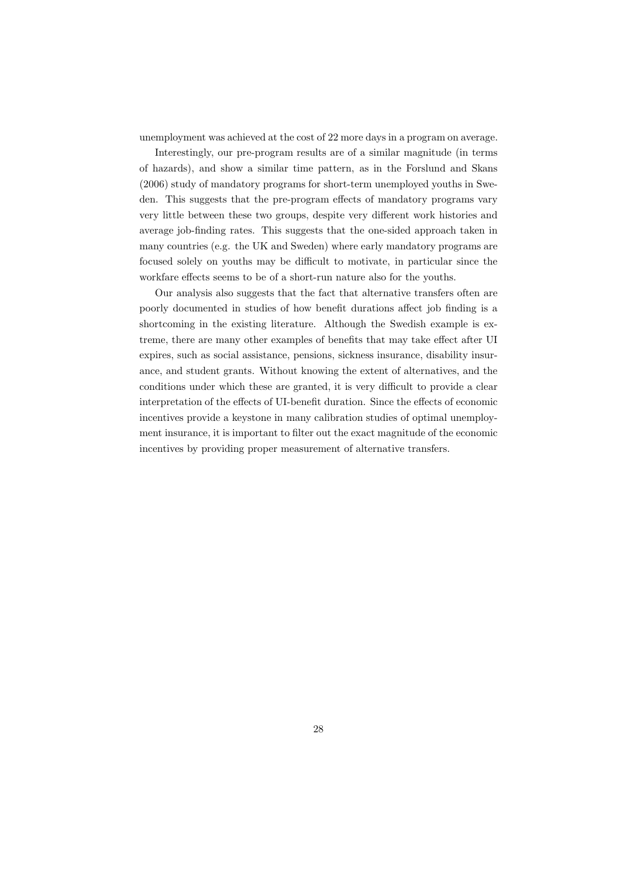unemployment was achieved at the cost of 22 more days in a program on average.

Interestingly, our pre-program results are of a similar magnitude (in terms of hazards), and show a similar time pattern, as in the Forslund and Skans (2006) study of mandatory programs for short-term unemployed youths in Sweden. This suggests that the pre-program effects of mandatory programs vary very little between these two groups, despite very different work histories and average job-finding rates. This suggests that the one-sided approach taken in many countries (e.g. the UK and Sweden) where early mandatory programs are focused solely on youths may be difficult to motivate, in particular since the workfare effects seems to be of a short-run nature also for the youths.

Our analysis also suggests that the fact that alternative transfers often are poorly documented in studies of how benefit durations affect job finding is a shortcoming in the existing literature. Although the Swedish example is extreme, there are many other examples of benefits that may take effect after UI expires, such as social assistance, pensions, sickness insurance, disability insurance, and student grants. Without knowing the extent of alternatives, and the conditions under which these are granted, it is very difficult to provide a clear interpretation of the effects of UI-benefit duration. Since the effects of economic incentives provide a keystone in many calibration studies of optimal unemployment insurance, it is important to filter out the exact magnitude of the economic incentives by providing proper measurement of alternative transfers.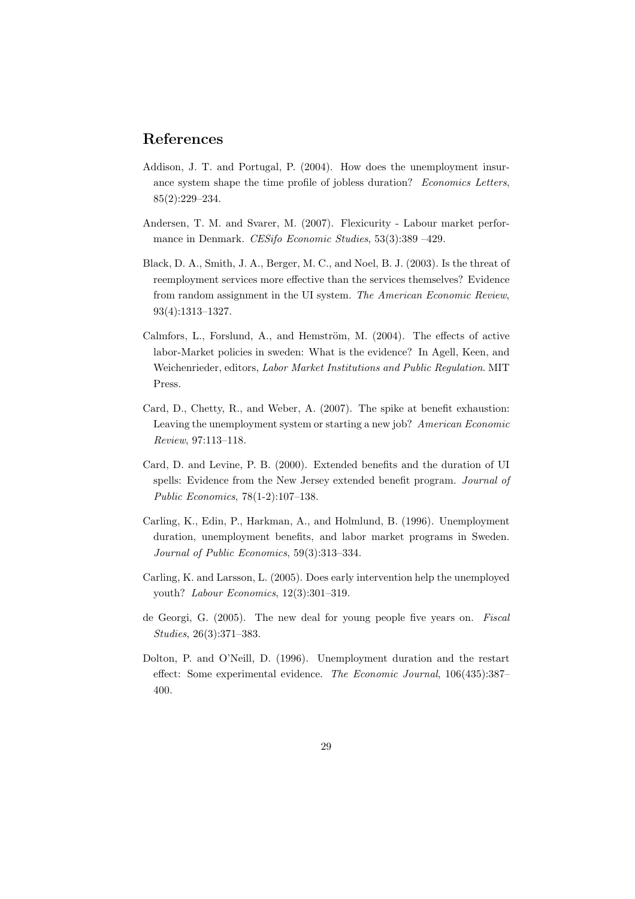## References

Addison, J. T. and Portugal, P. (2004). How does the unemployment insurance system shape the time profile of jobless duration? *Economics Letters*, 85(2):229–234.

Andersen, T. M. and Svarer, M. (2007). Flexicurity - Labour market performance in Denmark. *CESifo Economic Studies*, 53(3):389 –429.

Black, D. A., Smith, J. A., Berger, M. C., and Noel, B. J. (2003). Is the threat of reemployment services more effective than the services themselves? Evidence from random assignment in the UI system. *The American Economic Review*, 93(4):1313–1327.

Calmfors, L., Forslund, A., and Hemström, M. (2004). The effects of active labor-Market policies in sweden: What is the evidence? In Agell, Keen, and Weichenrieder, editors, *Labor Market Institutions and Public Regulation*. MIT Press.

Card, D., Chetty, R., and Weber, A. (2007). The spike at benefit exhaustion: Leaving the unemployment system or starting a new job? *American Economic Review*, 97:113–118.

Card, D. and Levine, P. B. (2000). Extended benefits and the duration of UI spells: Evidence from the New Jersey extended benefit program. *Journal of Public Economics*, 78(1-2):107–138.

Carling, K., Edin, P., Harkman, A., and Holmlund, B. (1996). Unemployment duration, unemployment benefits, and labor market programs in Sweden. *Journal of Public Economics*, 59(3):313–334.

Carling, K. and Larsson, L. (2005). Does early intervention help the unemployed youth? *Labour Economics*, 12(3):301–319.

de Georgi, G. (2005). The new deal for young people five years on. *Fiscal Studies*, 26(3):371–383.

Dolton, P. and O'Neill, D. (1996). Unemployment duration and the restart effect: Some experimental evidence. *The Economic Journal*, 106(435):387–400.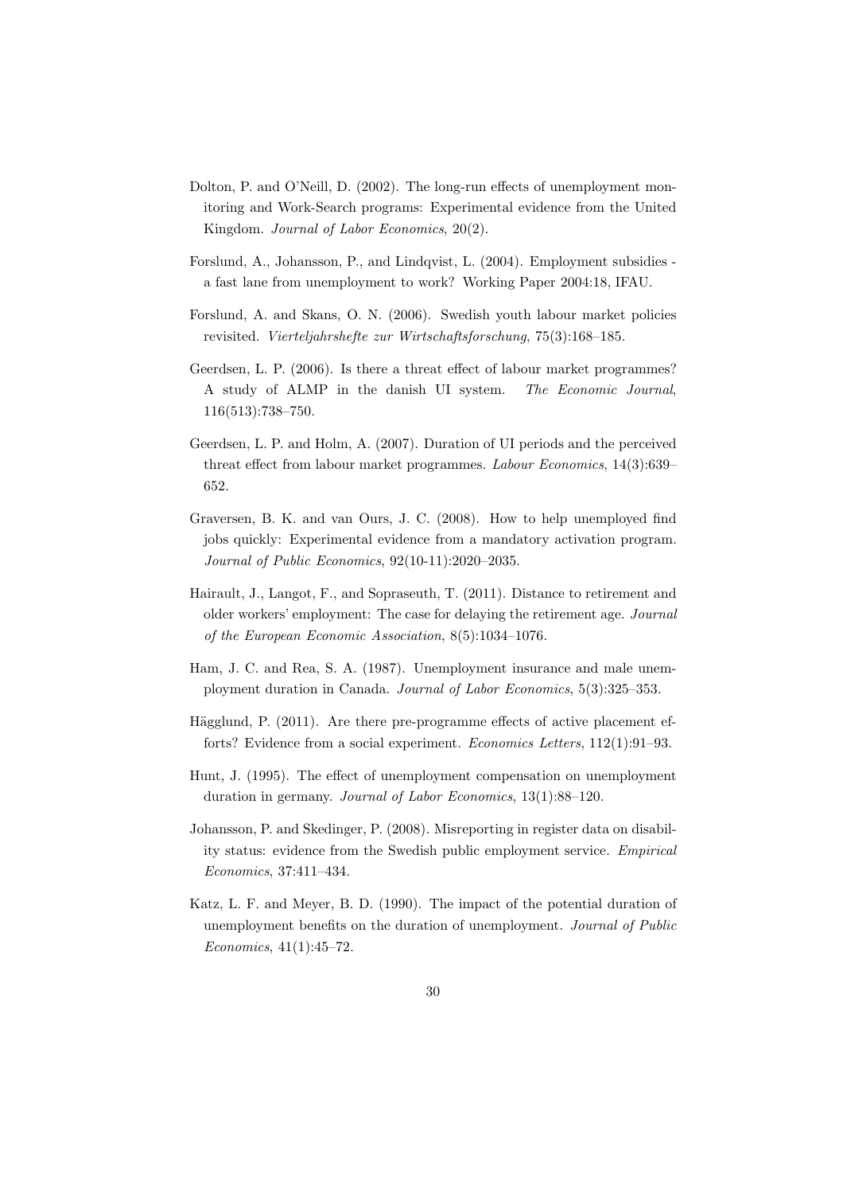Dolton, P. and O'Neill, D. (2002). The long-run effects of unemployment monitoring and Work-Search programs: Experimental evidence from the United Kingdom. *Journal of Labor Economics*, 20(2).

Forslund, A., Johansson, P., and Lindqvist, L. (2004). Employment subsidies - a fast lane from unemployment to work? Working Paper 2004:18, IFAU.

Forslund, A. and Skans, O. N. (2006). Swedish youth labour market policies revisited. *Vierteljahrshefte zur Wirtschaftsforschung*, 75(3):168–185.

Geerdsen, L. P. (2006). Is there a threat effect of labour market programmes? A study of ALMP in the danish UI system. *The Economic Journal*, 116(513):738–750.

Geerdsen, L. P. and Holm, A. (2007). Duration of UI periods and the perceived threat effect from labour market programmes. *Labour Economics*, 14(3):639–652.

Graversen, B. K. and van Ours, J. C. (2008). How to help unemployed find jobs quickly: Experimental evidence from a mandatory activation program. *Journal of Public Economics*, 92(10-11):2020–2035.

Hairault, J., Langot, F., and Sopraseuth, T. (2011). Distance to retirement and older workers' employment: The case for delaying the retirement age. *Journal of the European Economic Association*, 8(5):1034–1076.

Ham, J. C. and Rea, S. A. (1987). Unemployment insurance and male unemployment duration in Canada. *Journal of Labor Economics*, 5(3):325–353.

Hägglund, P. (2011). Are there pre-programme effects of active placement efforts? Evidence from a social experiment. *Economics Letters*, 112(1):91–93.

Hunt, J. (1995). The effect of unemployment compensation on unemployment duration in germany. *Journal of Labor Economics*, 13(1):88–120.

Johansson, P. and Skedinger, P. (2008). Misreporting in register data on disability status: evidence from the Swedish public employment service. *Empirical Economics*, 37:411–434.

Katz, L. F. and Meyer, B. D. (1990). The impact of the potential duration of unemployment benefits on the duration of unemployment. *Journal of Public Economics*, 41(1):45–72.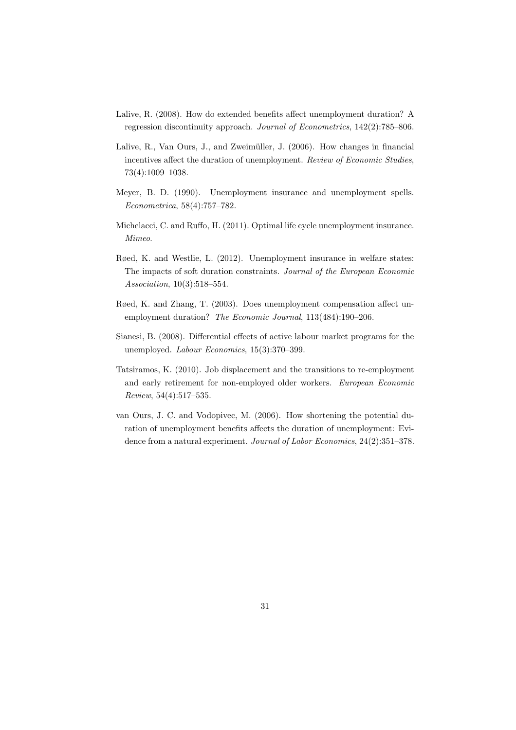Lalive, R. (2008). How do extended benefits affect unemployment duration? A regression discontinuity approach. *Journal of Econometrics*, 142(2):785–806.

Lalive, R., Van Ours, J., and Zweimüller, J. (2006). How changes in financial incentives affect the duration of unemployment. *Review of Economic Studies*, 73(4):1009–1038.

Meyer, B. D. (1990). Unemployment insurance and unemployment spells. *Econometrica*, 58(4):757–782.

Michelacci, C. and Ruffo, H. (2011). Optimal life cycle unemployment insurance. *Mimeo*.

Røed, K. and Westlie, L. (2012). Unemployment insurance in welfare states: The impacts of soft duration constraints. *Journal of the European Economic Association*, 10(3):518–554.

Røed, K. and Zhang, T. (2003). Does unemployment compensation affect unemployment duration? *The Economic Journal*, 113(484):190–206.

Sianesi, B. (2008). Differential effects of active labour market programs for the unemployed. *Labour Economics*, 15(3):370–399.

Tatsiramos, K. (2010). Job displacement and the transitions to re-employment and early retirement for non-employed older workers. *European Economic Review*, 54(4):517–535.

van Ours, J. C. and Vodopivec, M. (2006). How shortening the potential duration of unemployment benefits affects the duration of unemployment: Evidence from a natural experiment. *Journal of Labor Economics*, 24(2):351–378.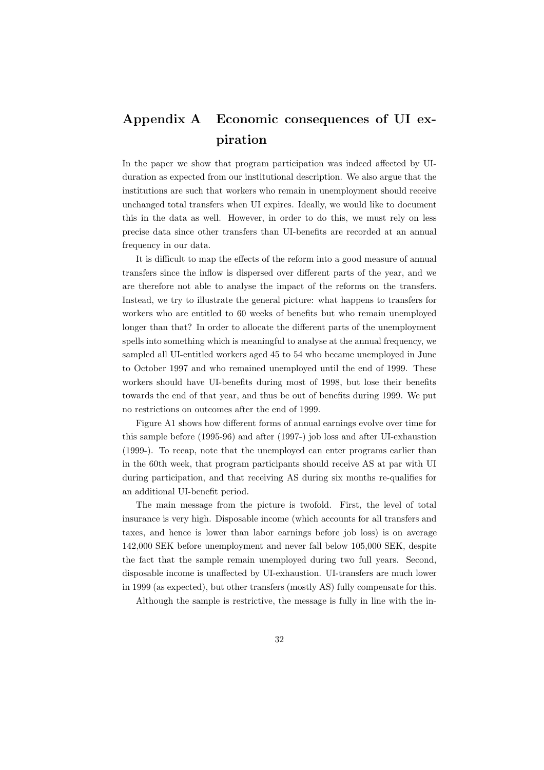# Appendix A Economic consequences of UI expiration

In the paper we show that program participation was indeed affected by UI-duration as expected from our institutional description. We also argue that the institutions are such that workers who remain in unemployment should receive unchanged total transfers when UI expires. Ideally, we would like to document this in the data as well. However, in order to do this, we must rely on less precise data since other transfers than UI-benefits are recorded at an annual frequency in our data.

It is difficult to map the effects of the reform into a good measure of annual transfers since the inflow is dispersed over different parts of the year, and we are therefore not able to analyse the impact of the reforms on the transfers. Instead, we try to illustrate the general picture: what happens to transfers for workers who are entitled to 60 weeks of benefits but who remain unemployed longer than that? In order to allocate the different parts of the unemployment spells into something which is meaningful to analyse at the annual frequency, we sampled all UI-entitled workers aged 45 to 54 who became unemployed in June to October 1997 and who remained unemployed until the end of 1999. These workers should have UI-benefits during most of 1998, but lose their benefits towards the end of that year, and thus be out of benefits during 1999. We put no restrictions on outcomes after the end of 1999.

Figure A1 shows how different forms of annual earnings evolve over time for this sample before (1995-96) and after (1997-) job loss and after UI-exhaustion (1999-). To recap, note that the unemployed can enter programs earlier than in the 60th week, that program participants should receive AS at par with UI during participation, and that receiving AS during six months re-qualifies for an additional UI-benefit period.

The main message from the picture is twofold. First, the level of total insurance is very high. Disposable income (which accounts for all transfers and taxes, and hence is lower than labor earnings before job loss) is on average 142,000 SEK before unemployment and never fall below 105,000 SEK, despite the fact that the sample remain unemployed during two full years. Second, disposable income is unaffected by UI-exhaustion. UI-transfers are much lower in 1999 (as expected), but other transfers (mostly AS) fully compensate for this.

Although the sample is restrictive, the message is fully in line with the in-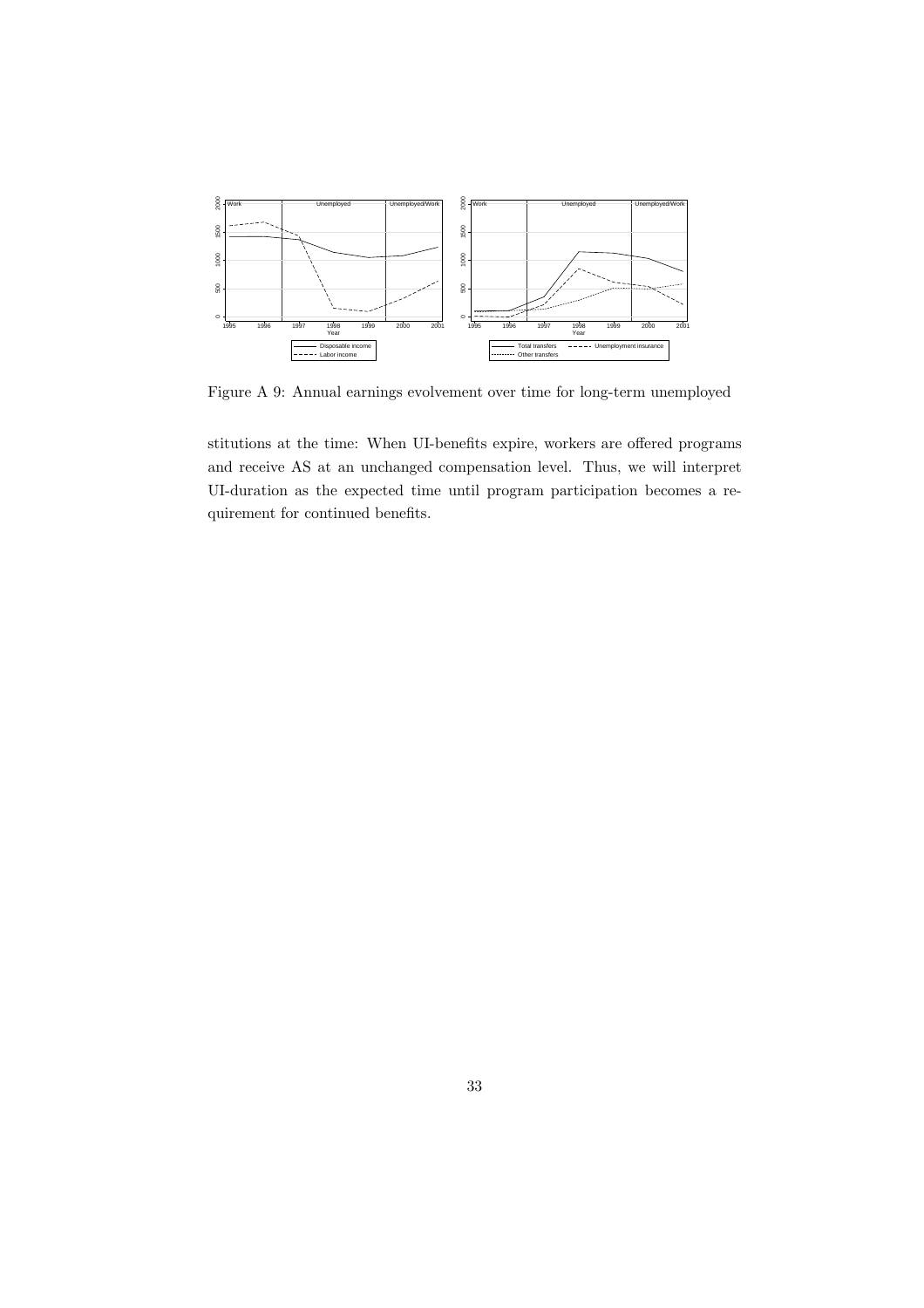Figure A 9: Annual earnings evolvement over time for long-term unemployed

stitutions at the time: When UI-benefits expire, workers are offered programs and receive AS at an unchanged compensation level. Thus, we will interpret UI-duration as the expected time until program participation becomes a requirement for continued benefits.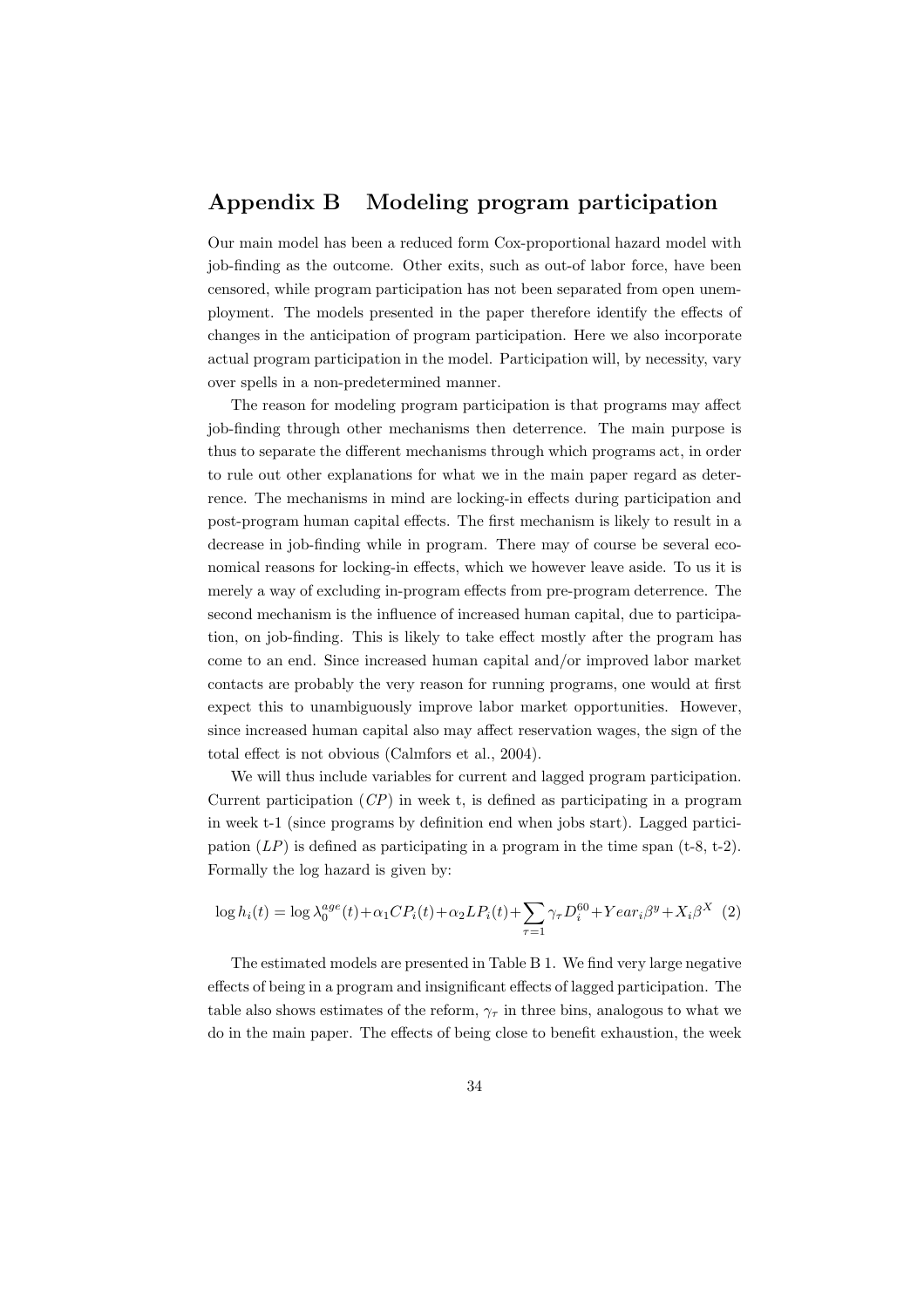# Appendix B Modeling program participation

Our main model has been a reduced form Cox-proportional hazard model with job-finding as the outcome. Other exits, such as out-of labor force, have been censored, while program participation has not been separated from open unemployment. The models presented in the paper therefore identify the effects of changes in the anticipation of program participation. Here we also incorporate actual program participation in the model. Participation will, by necessity, vary over spells in a non-predetermined manner.

The reason for modeling program participation is that programs may affect job-finding through other mechanisms then deterrence. The main purpose is thus to separate the different mechanisms through which programs act, in order to rule out other explanations for what we in the main paper regard as deterrence. The mechanisms in mind are locking-in effects during participation and post-program human capital effects. The first mechanism is likely to result in a decrease in job-finding while in program. There may of course be several economical reasons for locking-in effects, which we however leave aside. To us it is merely a way of excluding in-program effects from pre-program deterrence. The second mechanism is the influence of increased human capital, due to participation, on job-finding. This is likely to take effect mostly after the program has come to an end. Since increased human capital and/or improved labor market contacts are probably the very reason for running programs, one would at first expect this to unambiguously improve labor market opportunities. However, since increased human capital also may affect reservation wages, the sign of the total effect is not obvious (Calmfors et al., 2004).

We will thus include variables for current and lagged program participation. Current participation ($CP$) in week t, is defined as participating in a program in week t-1 (since programs by definition end when jobs start). Lagged participation ($LP$) is defined as participating in a program in the time span (t-8, t-2). Formally the log hazard is given by:

$$\log h_i(t) = \log \lambda_0^{age}(t) + \alpha_1 CP_i(t) + \alpha_2 LP_i(t) + \sum_{\tau=1} \gamma_\tau D_i^{60} + Year_i \beta^y + X_i \beta^X \quad (2)$$

The estimated models are presented in Table B 1. We find very large negative effects of being in a program and insignificant effects of lagged participation. The table also shows estimates of the reform, $\gamma_\tau$ in three bins, analogous to what we do in the main paper. The effects of being close to benefit exhaustion, the week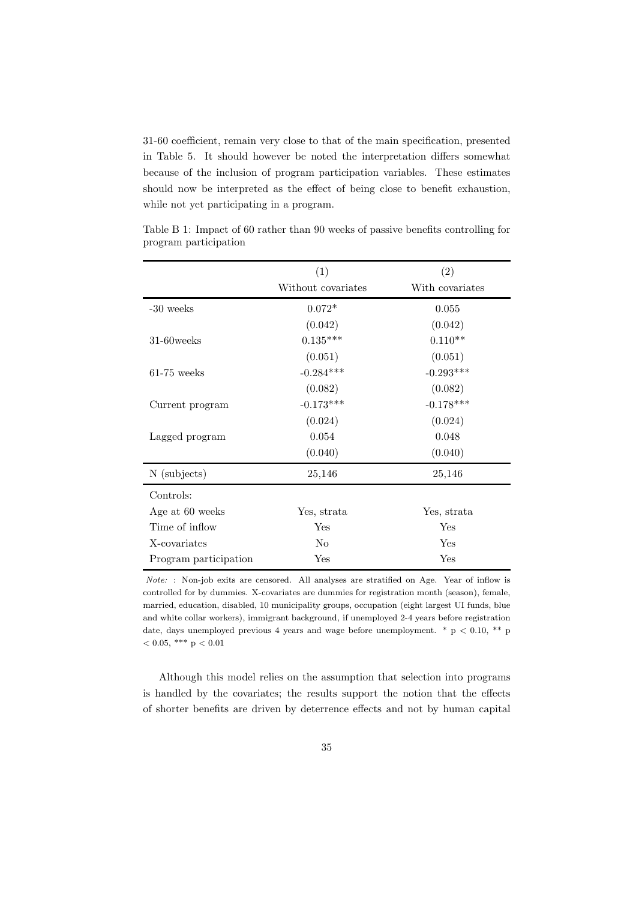31-60 coefficient, remain very close to that of the main specification, presented in Table 5. It should however be noted the interpretation differs somewhat because of the inclusion of program participation variables. These estimates should now be interpreted as the effect of being close to benefit exhaustion, while not yet participating in a program.

Table B 1: Impact of 60 rather than 90 weeks of passive benefits controlling for program participation

| | (1) | (2) |
|---|---|---|
| | Without covariates | With covariates |
| -30 weeks | 0.072* | 0.055 |
| | (0.042) | (0.042) |
| 31-60weeks | 0.135*** | 0.110** |
| | (0.051) | (0.051) |
| 61-75 weeks | -0.284*** | -0.293*** |
| | (0.082) | (0.082) |
| Current program | -0.173*** | -0.178*** |
| | (0.024) | (0.024) |
| Lagged program | 0.054 | 0.048 |
| | (0.040) | (0.040) |
| N (subjects) | 25,146 | 25,146 |
| Controls: | | |
| Age at 60 weeks | Yes, strata | Yes, strata |
| Time of inflow | Yes | Yes |
| X-covariates | No | Yes |
| Program participation | Yes | Yes |

*Note:* : Non-job exits are censored. All analyses are stratified on Age. Year of inflow is controlled for by dummies. X-covariates are dummies for registration month (season), female, married, education, disabled, 10 municipality groups, occupation (eight largest UI funds, blue and white collar workers), immigrant background, if unemployed 2-4 years before registration date, days unemployed previous 4 years and wage before unemployment. * $p < 0.10$, ** $p < 0.05$, *** $p < 0.01$

Although this model relies on the assumption that selection into programs is handled by the covariates; the results support the notion that the effects of shorter benefits are driven by deterrence effects and not by human capital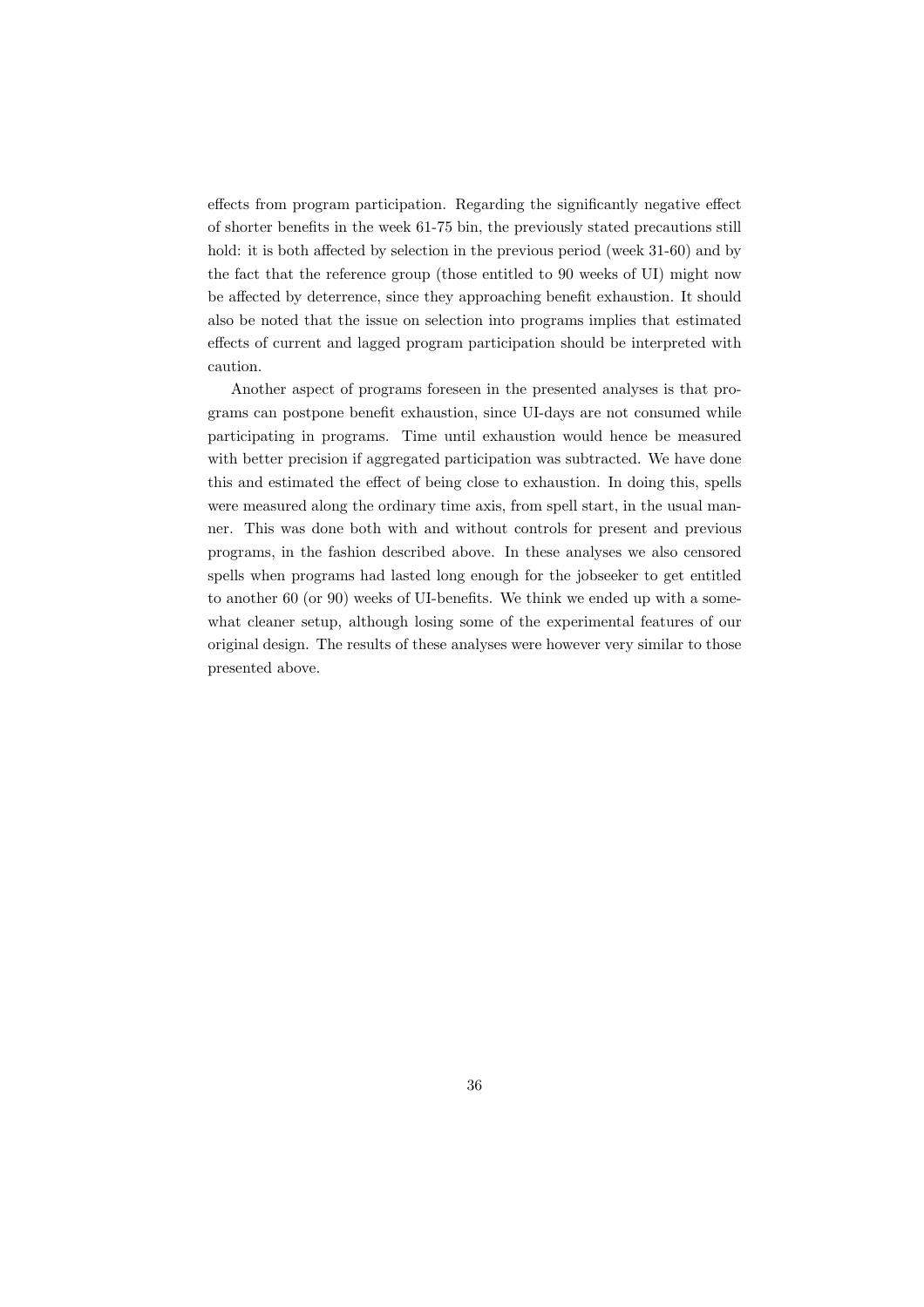effects from program participation. Regarding the significantly negative effect of shorter benefits in the week 61-75 bin, the previously stated precautions still hold: it is both affected by selection in the previous period (week 31-60) and by the fact that the reference group (those entitled to 90 weeks of UI) might now be affected by deterrence, since they approaching benefit exhaustion. It should also be noted that the issue on selection into programs implies that estimated effects of current and lagged program participation should be interpreted with caution.

Another aspect of programs foreseen in the presented analyses is that programs can postpone benefit exhaustion, since UI-days are not consumed while participating in programs. Time until exhaustion would hence be measured with better precision if aggregated participation was subtracted. We have done this and estimated the effect of being close to exhaustion. In doing this, spells were measured along the ordinary time axis, from spell start, in the usual manner. This was done both with and without controls for present and previous programs, in the fashion described above. In these analyses we also censored spells when programs had lasted long enough for the jobseeker to get entitled to another 60 (or 90) weeks of UI-benefits. We think we ended up with a somewhat cleaner setup, although losing some of the experimental features of our original design. The results of these analyses were however very similar to those presented above.